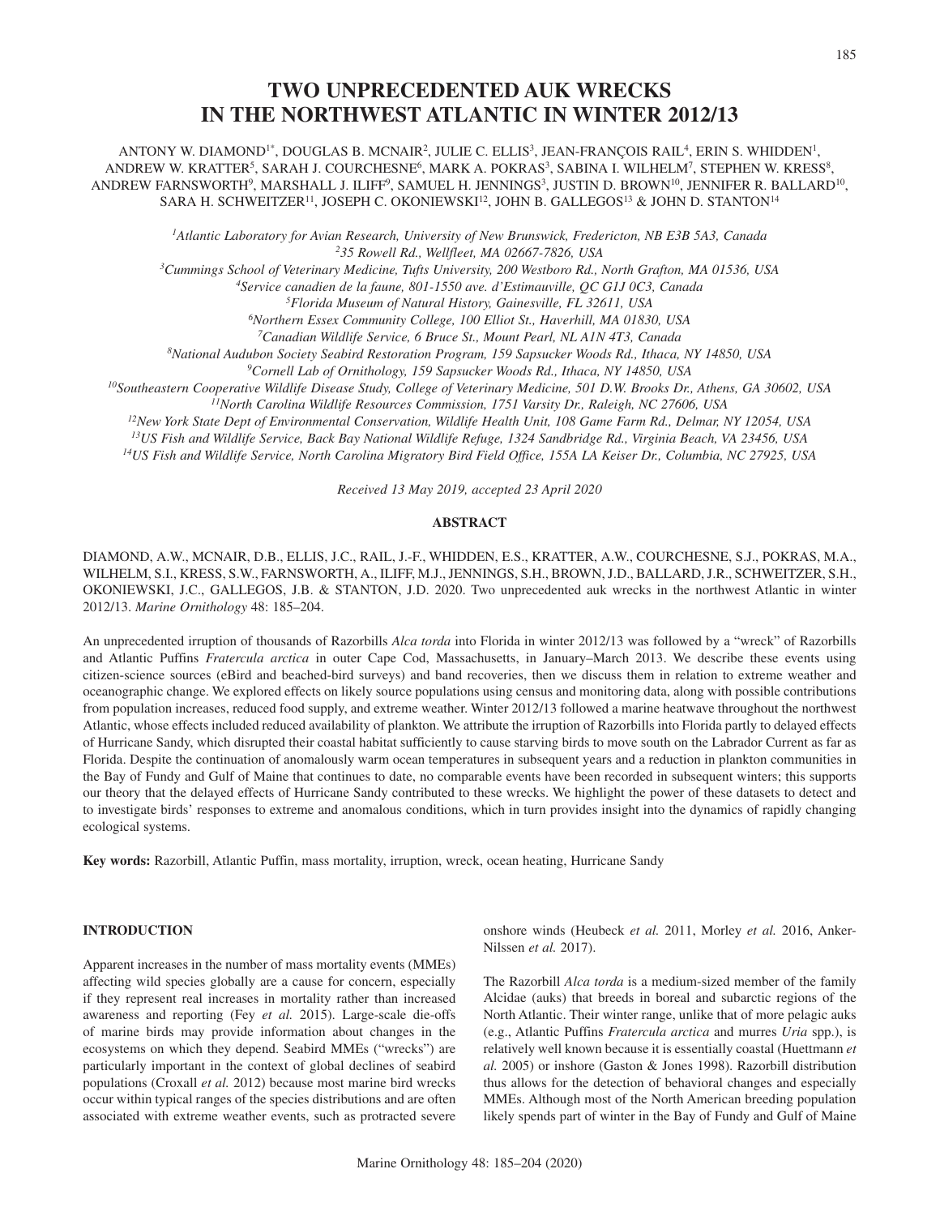# TWO UNPRECEDENTED AUK WRECKS IN THE NORTHWEST ATLANTIC IN WINTER 2012/13

ANTONY W. DIAMOND[1*], DOUGLAS B. MCNAIR[2], JULIE C. ELLIS[3], JEAN-FRANÇOIS RAIL[4], ERIN S. WHIDDEN[1], ANDREW W. KRATTER[5], SARAH J. COURCHESNE[6], MARK A. POKRAS[3], SABINA I. WILHELM[7], STEPHEN W. KRESS[8], ANDREW FARNSWORTH[9], MARSHALL J. ILIFF[9], SAMUEL H. JENNINGS[3], JUSTIN D. BROWN[10], JENNIFER R. BALLARD[10], SARA H. SCHWEITZER[11], JOSEPH C. OKONIEWSKI[12], JOHN B. GALLEGOS[13] & JOHN D. STANTON[14]

[1]*Atlantic Laboratory for Avian Research, University of New Brunswick, Fredericton, NB E3B 5A3, Canada*
[2]*35 Rowell Rd., Wellfleet, MA 02667-7826, USA*
[3]*Cummings School of Veterinary Medicine, Tufts University, 200 Westboro Rd., North Grafton, MA 01536, USA*
[4]*Service canadien de la faune, 801-1550 ave. d'Estimauville, QC G1J 0C3, Canada*
[5]*Florida Museum of Natural History, Gainesville, FL 32611, USA*
[6]*Northern Essex Community College, 100 Elliot St., Haverhill, MA 01830, USA*
[7]*Canadian Wildlife Service, 6 Bruce St., Mount Pearl, NL A1N 4T3, Canada*
[8]*National Audubon Society Seabird Restoration Program, 159 Sapsucker Woods Rd., Ithaca, NY 14850, USA*
[9]*Cornell Lab of Ornithology, 159 Sapsucker Woods Rd., Ithaca, NY 14850, USA*
[10]*Southeastern Cooperative Wildlife Disease Study, College of Veterinary Medicine, 501 D.W. Brooks Dr., Athens, GA 30602, USA*
[11]*North Carolina Wildlife Resources Commission, 1751 Varsity Dr., Raleigh, NC 27606, USA*
[12]*New York State Dept of Environmental Conservation, Wildlife Health Unit, 108 Game Farm Rd., Delmar, NY 12054, USA*
[13]*US Fish and Wildlife Service, Back Bay National Wildlife Refuge, 1324 Sandbridge Rd., Virginia Beach, VA 23456, USA*
[14]*US Fish and Wildlife Service, North Carolina Migratory Bird Field Office, 155A LA Keiser Dr., Columbia, NC 27925, USA*

*Received 13 May 2019, accepted 23 April 2020*

## ABSTRACT

DIAMOND, A.W., MCNAIR, D.B., ELLIS, J.C., RAIL, J.-F., WHIDDEN, E.S., KRATTER, A.W., COURCHESNE, S.J., POKRAS, M.A., WILHELM, S.I., KRESS, S.W., FARNSWORTH, A., ILIFF, M.J., JENNINGS, S.H., BROWN, J.D., BALLARD, J.R., SCHWEITZER, S.H., OKONIEWSKI, J.C., GALLEGOS, J.B. & STANTON, J.D. 2020. Two unprecedented auk wrecks in the northwest Atlantic in winter 2012/13. *Marine Ornithology* 48: 185–204.

An unprecedented irruption of thousands of Razorbills *Alca torda* into Florida in winter 2012/13 was followed by a "wreck" of Razorbills and Atlantic Puffins *Fratercula arctica* in outer Cape Cod, Massachusetts, in January–March 2013. We describe these events using citizen-science sources (eBird and beached-bird surveys) and band recoveries, then we discuss them in relation to extreme weather and oceanographic change. We explored effects on likely source populations using census and monitoring data, along with possible contributions from population increases, reduced food supply, and extreme weather. Winter 2012/13 followed a marine heatwave throughout the northwest Atlantic, whose effects included reduced availability of plankton. We attribute the irruption of Razorbills into Florida partly to delayed effects of Hurricane Sandy, which disrupted their coastal habitat sufficiently to cause starving birds to move south on the Labrador Current as far as Florida. Despite the continuation of anomalously warm ocean temperatures in subsequent years and a reduction in plankton communities in the Bay of Fundy and Gulf of Maine that continues to date, no comparable events have been recorded in subsequent winters; this supports our theory that the delayed effects of Hurricane Sandy contributed to these wrecks. We highlight the power of these datasets to detect and to investigate birds' responses to extreme and anomalous conditions, which in turn provides insight into the dynamics of rapidly changing ecological systems.

**Key words:** Razorbill, Atlantic Puffin, mass mortality, irruption, wreck, ocean heating, Hurricane Sandy

## INTRODUCTION

Apparent increases in the number of mass mortality events (MMEs) affecting wild species globally are a cause for concern, especially if they represent real increases in mortality rather than increased awareness and reporting (Fey *et al.* 2015). Large-scale die-offs of marine birds may provide information about changes in the ecosystems on which they depend. Seabird MMEs ("wrecks") are particularly important in the context of global declines of seabird populations (Croxall *et al.* 2012) because most marine bird wrecks occur within typical ranges of the species distributions and are often associated with extreme weather events, such as protracted severe onshore winds (Heubeck *et al.* 2011, Morley *et al.* 2016, Anker-Nilssen *et al.* 2017).

The Razorbill *Alca torda* is a medium-sized member of the family Alcidae (auks) that breeds in boreal and subarctic regions of the North Atlantic. Their winter range, unlike that of more pelagic auks (e.g., Atlantic Puffins *Fratercula arctica* and murres *Uria* spp.), is relatively well known because it is essentially coastal (Huettmann *et al.* 2005) or inshore (Gaston & Jones 1998). Razorbill distribution thus allows for the detection of behavioral changes and especially MMEs. Although most of the North American breeding population likely spends part of winter in the Bay of Fundy and Gulf of Maine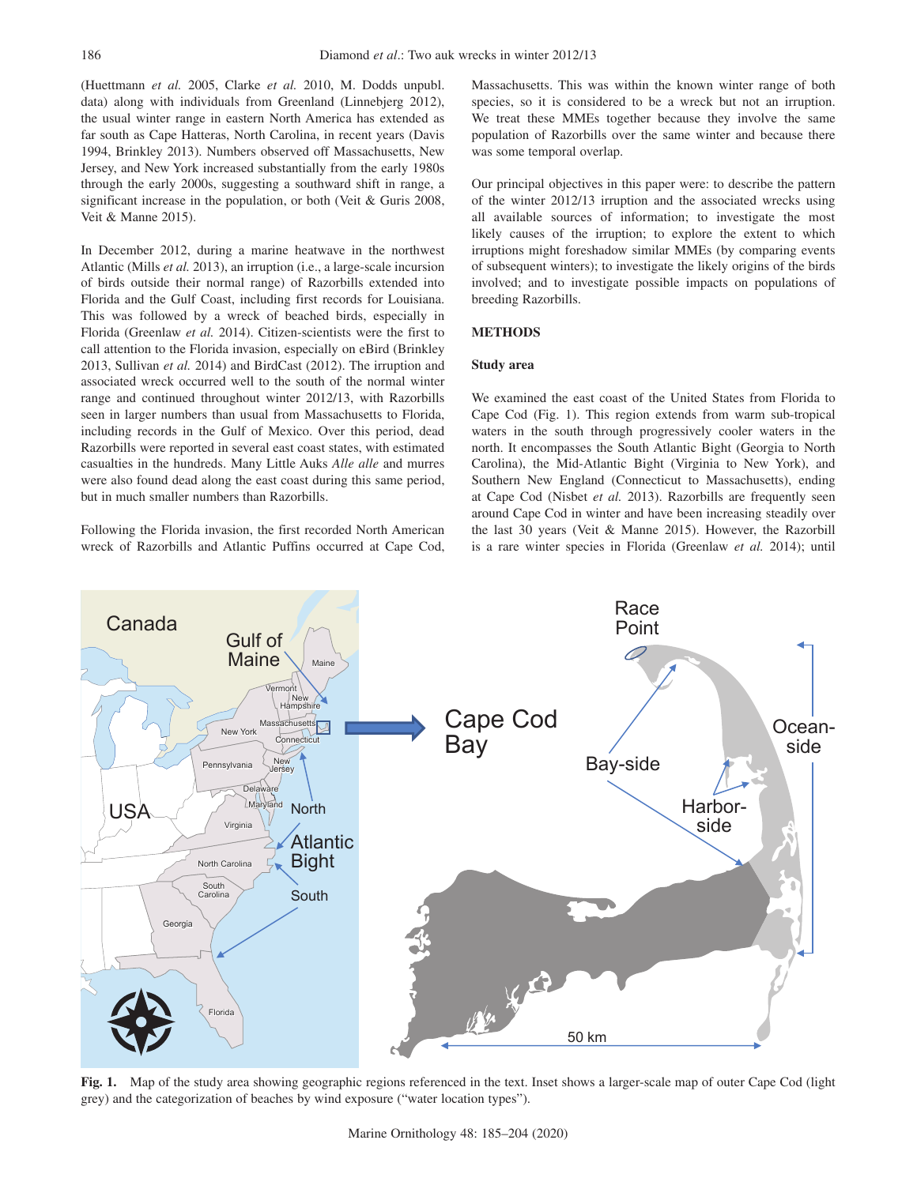(Huettmann *et al.* 2005, Clarke *et al.* 2010, M. Dodds unpubl. data) along with individuals from Greenland (Linnebjerg 2012), the usual winter range in eastern North America has extended as far south as Cape Hatteras, North Carolina, in recent years (Davis 1994, Brinkley 2013). Numbers observed off Massachusetts, New Jersey, and New York increased substantially from the early 1980s through the early 2000s, suggesting a southward shift in range, a significant increase in the population, or both (Veit & Guris 2008, Veit & Manne 2015).

In December 2012, during a marine heatwave in the northwest Atlantic (Mills *et al.* 2013), an irruption (i.e., a large-scale incursion of birds outside their normal range) of Razorbills extended into Florida and the Gulf Coast, including first records for Louisiana. This was followed by a wreck of beached birds, especially in Florida (Greenlaw *et al.* 2014). Citizen-scientists were the first to call attention to the Florida invasion, especially on eBird (Brinkley 2013, Sullivan *et al.* 2014) and BirdCast (2012). The irruption and associated wreck occurred well to the south of the normal winter range and continued throughout winter 2012/13, with Razorbills seen in larger numbers than usual from Massachusetts to Florida, including records in the Gulf of Mexico. Over this period, dead Razorbills were reported in several east coast states, with estimated casualties in the hundreds. Many Little Auks *Alle alle* and murres were also found dead along the east coast during this same period, but in much smaller numbers than Razorbills.

Following the Florida invasion, the first recorded North American wreck of Razorbills and Atlantic Puffins occurred at Cape Cod, Massachusetts. This was within the known winter range of both species, so it is considered to be a wreck but not an irruption. We treat these MMEs together because they involve the same population of Razorbills over the same winter and because there was some temporal overlap.

Our principal objectives in this paper were: to describe the pattern of the winter 2012/13 irruption and the associated wrecks using all available sources of information; to investigate the most likely causes of the irruption; to explore the extent to which irruptions might foreshadow similar MMEs (by comparing events of subsequent winters); to investigate the likely origins of the birds involved; and to investigate possible impacts on populations of breeding Razorbills.

## METHODS

### Study area

We examined the east coast of the United States from Florida to Cape Cod (Fig. 1). This region extends from warm sub-tropical waters in the south through progressively cooler waters in the north. It encompasses the South Atlantic Bight (Georgia to North Carolina), the Mid-Atlantic Bight (Virginia to New York), and Southern New England (Connecticut to Massachusetts), ending at Cape Cod (Nisbet *et al.* 2013). Razorbills are frequently seen around Cape Cod in winter and have been increasing steadily over the last 30 years (Veit & Manne 2015). However, the Razorbill is a rare winter species in Florida (Greenlaw *et al.* 2014); until

**Fig. 1.** Map of the study area showing geographic regions referenced in the text. Inset shows a larger-scale map of outer Cape Cod (light grey) and the categorization of beaches by wind exposure ("water location types").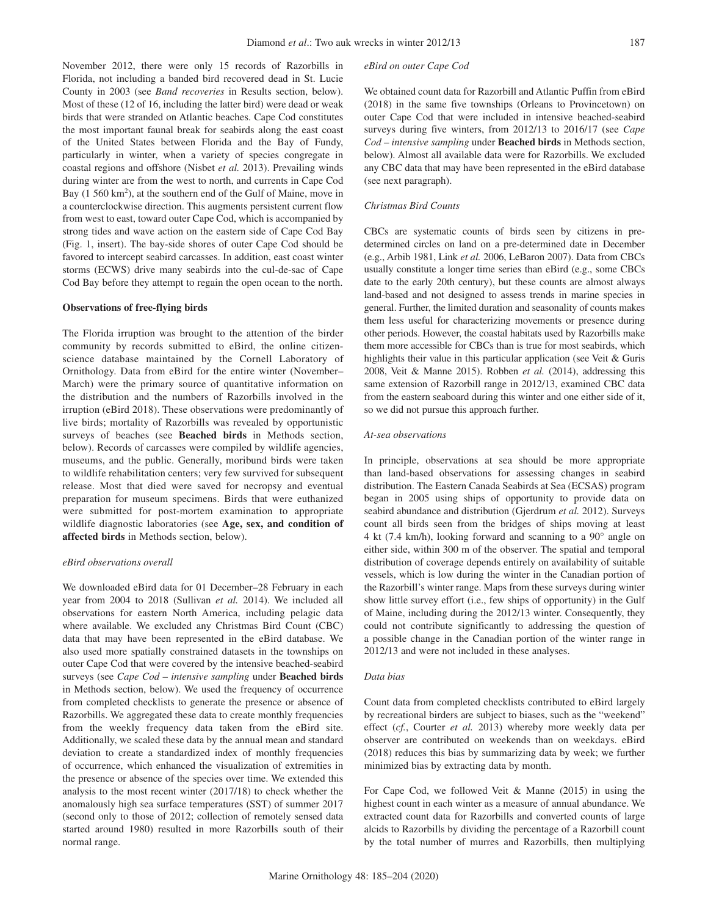November 2012, there were only 15 records of Razorbills in Florida, not including a banded bird recovered dead in St. Lucie County in 2003 (see *Band recoveries* in Results section, below). Most of these (12 of 16, including the latter bird) were dead or weak birds that were stranded on Atlantic beaches. Cape Cod constitutes the most important faunal break for seabirds along the east coast of the United States between Florida and the Bay of Fundy, particularly in winter, when a variety of species congregate in coastal regions and offshore (Nisbet *et al.* 2013). Prevailing winds during winter are from the west to north, and currents in Cape Cod Bay (1 560 km$^2$), at the southern end of the Gulf of Maine, move in a counterclockwise direction. This augments persistent current flow from west to east, toward outer Cape Cod, which is accompanied by strong tides and wave action on the eastern side of Cape Cod Bay (Fig. 1, insert). The bay-side shores of outer Cape Cod should be favored to intercept seabird carcasses. In addition, east coast winter storms (ECWS) drive many seabirds into the cul-de-sac of Cape Cod Bay before they attempt to regain the open ocean to the north.

### Observations of free-flying birds

The Florida irruption was brought to the attention of the birder community by records submitted to eBird, the online citizen-science database maintained by the Cornell Laboratory of Ornithology. Data from eBird for the entire winter (November–March) were the primary source of quantitative information on the distribution and the numbers of Razorbills involved in the irruption (eBird 2018). These observations were predominantly of live birds; mortality of Razorbills was revealed by opportunistic surveys of beaches (see **Beached birds** in Methods section, below). Records of carcasses were compiled by wildlife agencies, museums, and the public. Generally, moribund birds were taken to wildlife rehabilitation centers; very few survived for subsequent release. Most that died were saved for necropsy and eventual preparation for museum specimens. Birds that were euthanized were submitted for post-mortem examination to appropriate wildlife diagnostic laboratories (see **Age, sex, and condition of affected birds** in Methods section, below).

#### *eBird observations overall*

We downloaded eBird data for 01 December–28 February in each year from 2004 to 2018 (Sullivan *et al.* 2014). We included all observations for eastern North America, including pelagic data where available. We excluded any Christmas Bird Count (CBC) data that may have been represented in the eBird database. We also used more spatially constrained datasets in the townships on outer Cape Cod that were covered by the intensive beached-seabird surveys (see *Cape Cod – intensive sampling* under **Beached birds** in Methods section, below). We used the frequency of occurrence from completed checklists to generate the presence or absence of Razorbills. We aggregated these data to create monthly frequencies from the weekly frequency data taken from the eBird site. Additionally, we scaled these data by the annual mean and standard deviation to create a standardized index of monthly frequencies of occurrence, which enhanced the visualization of extremities in the presence or absence of the species over time. We extended this analysis to the most recent winter (2017/18) to check whether the anomalously high sea surface temperatures (SST) of summer 2017 (second only to those of 2012; collection of remotely sensed data started around 1980) resulted in more Razorbills south of their normal range.

#### *eBird on outer Cape Cod*

We obtained count data for Razorbill and Atlantic Puffin from eBird (2018) in the same five townships (Orleans to Provincetown) on outer Cape Cod that were included in intensive beached-seabird surveys during five winters, from 2012/13 to 2016/17 (see *Cape Cod – intensive sampling* under **Beached birds** in Methods section, below). Almost all available data were for Razorbills. We excluded any CBC data that may have been represented in the eBird database (see next paragraph).

#### *Christmas Bird Counts*

CBCs are systematic counts of birds seen by citizens in pre-determined circles on land on a pre-determined date in December (e.g., Arbib 1981, Link *et al.* 2006, LeBaron 2007). Data from CBCs usually constitute a longer time series than eBird (e.g., some CBCs date to the early 20th century), but these counts are almost always land-based and not designed to assess trends in marine species in general. Further, the limited duration and seasonality of counts makes them less useful for characterizing movements or presence during other periods. However, the coastal habitats used by Razorbills make them more accessible for CBCs than is true for most seabirds, which highlights their value in this particular application (see Veit & Guris 2008, Veit & Manne 2015). Robben *et al.* (2014), addressing this same extension of Razorbill range in 2012/13, examined CBC data from the eastern seaboard during this winter and one either side of it, so we did not pursue this approach further.

#### *At-sea observations*

In principle, observations at sea should be more appropriate than land-based observations for assessing changes in seabird distribution. The Eastern Canada Seabirds at Sea (ECSAS) program began in 2005 using ships of opportunity to provide data on seabird abundance and distribution (Gjerdrum *et al.* 2012). Surveys count all birds seen from the bridges of ships moving at least 4 kt (7.4 km/h), looking forward and scanning to a 90° angle on either side, within 300 m of the observer. The spatial and temporal distribution of coverage depends entirely on availability of suitable vessels, which is low during the winter in the Canadian portion of the Razorbill's winter range. Maps from these surveys during winter show little survey effort (i.e., few ships of opportunity) in the Gulf of Maine, including during the 2012/13 winter. Consequently, they could not contribute significantly to addressing the question of a possible change in the Canadian portion of the winter range in 2012/13 and were not included in these analyses.

#### *Data bias*

Count data from completed checklists contributed to eBird largely by recreational birders are subject to biases, such as the "weekend" effect (*cf.*, Courter *et al.* 2013) whereby more weekly data per observer are contributed on weekends than on weekdays. eBird (2018) reduces this bias by summarizing data by week; we further minimized bias by extracting data by month.

For Cape Cod, we followed Veit & Manne (2015) in using the highest count in each winter as a measure of annual abundance. We extracted count data for Razorbills and converted counts of large alcids to Razorbills by dividing the percentage of a Razorbill count by the total number of murres and Razorbills, then multiplying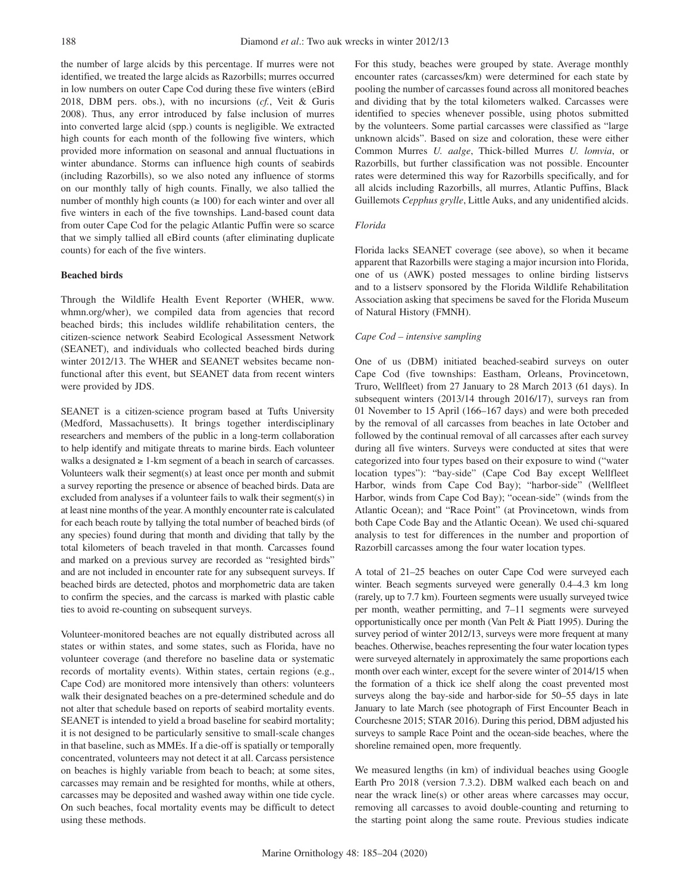the number of large alcids by this percentage. If murres were not identified, we treated the large alcids as Razorbills; murres occurred in low numbers on outer Cape Cod during these five winters (eBird 2018, DBM pers. obs.), with no incursions (*cf.*, Veit & Guris 2008). Thus, any error introduced by false inclusion of murres into converted large alcid (spp.) counts is negligible. We extracted high counts for each month of the following five winters, which provided more information on seasonal and annual fluctuations in winter abundance. Storms can influence high counts of seabirds (including Razorbills), so we also noted any influence of storms on our monthly tally of high counts. Finally, we also tallied the number of monthly high counts (≥ 100) for each winter and over all five winters in each of the five townships. Land-based count data from outer Cape Cod for the pelagic Atlantic Puffin were so scarce that we simply tallied all eBird counts (after eliminating duplicate counts) for each of the five winters.

**Beached birds**

Through the Wildlife Health Event Reporter (WHER, www.whmn.org/wher), we compiled data from agencies that record beached birds; this includes wildlife rehabilitation centers, the citizen-science network Seabird Ecological Assessment Network (SEANET), and individuals who collected beached birds during winter 2012/13. The WHER and SEANET websites became non-functional after this event, but SEANET data from recent winters were provided by JDS.

SEANET is a citizen-science program based at Tufts University (Medford, Massachusetts). It brings together interdisciplinary researchers and members of the public in a long-term collaboration to help identify and mitigate threats to marine birds. Each volunteer walks a designated ≥ 1-km segment of a beach in search of carcasses. Volunteers walk their segment(s) at least once per month and submit a survey reporting the presence or absence of beached birds. Data are excluded from analyses if a volunteer fails to walk their segment(s) in at least nine months of the year. A monthly encounter rate is calculated for each beach route by tallying the total number of beached birds (of any species) found during that month and dividing that tally by the total kilometers of beach traveled in that month. Carcasses found and marked on a previous survey are recorded as "resighted birds" and are not included in encounter rate for any subsequent surveys. If beached birds are detected, photos and morphometric data are taken to confirm the species, and the carcass is marked with plastic cable ties to avoid re-counting on subsequent surveys.

Volunteer-monitored beaches are not equally distributed across all states or within states, and some states, such as Florida, have no volunteer coverage (and therefore no baseline data or systematic records of mortality events). Within states, certain regions (e.g., Cape Cod) are monitored more intensively than others: volunteers walk their designated beaches on a pre-determined schedule and do not alter that schedule based on reports of seabird mortality events. SEANET is intended to yield a broad baseline for seabird mortality; it is not designed to be particularly sensitive to small-scale changes in that baseline, such as MMEs. If a die-off is spatially or temporally concentrated, volunteers may not detect it at all. Carcass persistence on beaches is highly variable from beach to beach; at some sites, carcasses may remain and be resighted for months, while at others, carcasses may be deposited and washed away within one tide cycle. On such beaches, focal mortality events may be difficult to detect using these methods.

For this study, beaches were grouped by state. Average monthly encounter rates (carcasses/km) were determined for each state by pooling the number of carcasses found across all monitored beaches and dividing that by the total kilometers walked. Carcasses were identified to species whenever possible, using photos submitted by the volunteers. Some partial carcasses were classified as "large unknown alcids". Based on size and coloration, these were either Common Murres *U. aalge*, Thick-billed Murres *U. lomvia*, or Razorbills, but further classification was not possible. Encounter rates were determined this way for Razorbills specifically, and for all alcids including Razorbills, all murres, Atlantic Puffins, Black Guillemots *Cepphus grylle*, Little Auks, and any unidentified alcids.

*Florida*

Florida lacks SEANET coverage (see above), so when it became apparent that Razorbills were staging a major incursion into Florida, one of us (AWK) posted messages to online birding listservs and to a listserv sponsored by the Florida Wildlife Rehabilitation Association asking that specimens be saved for the Florida Museum of Natural History (FMNH).

*Cape Cod – intensive sampling*

One of us (DBM) initiated beached-seabird surveys on outer Cape Cod (five townships: Eastham, Orleans, Provincetown, Truro, Wellfleet) from 27 January to 28 March 2013 (61 days). In subsequent winters (2013/14 through 2016/17), surveys ran from 01 November to 15 April (166–167 days) and were both preceded by the removal of all carcasses from beaches in late October and followed by the continual removal of all carcasses after each survey during all five winters. Surveys were conducted at sites that were categorized into four types based on their exposure to wind ("water location types"): "bay-side" (Cape Cod Bay except Wellfleet Harbor, winds from Cape Cod Bay); "harbor-side" (Wellfleet Harbor, winds from Cape Cod Bay); "ocean-side" (winds from the Atlantic Ocean); and "Race Point" (at Provincetown, winds from both Cape Code Bay and the Atlantic Ocean). We used chi-squared analysis to test for differences in the number and proportion of Razorbill carcasses among the four water location types.

A total of 21–25 beaches on outer Cape Cod were surveyed each winter. Beach segments surveyed were generally 0.4–4.3 km long (rarely, up to 7.7 km). Fourteen segments were usually surveyed twice per month, weather permitting, and 7–11 segments were surveyed opportunistically once per month (Van Pelt & Piatt 1995). During the survey period of winter 2012/13, surveys were more frequent at many beaches. Otherwise, beaches representing the four water location types were surveyed alternately in approximately the same proportions each month over each winter, except for the severe winter of 2014/15 when the formation of a thick ice shelf along the coast prevented most surveys along the bay-side and harbor-side for 50–55 days in late January to late March (see photograph of First Encounter Beach in Courchesne 2015; STAR 2016). During this period, DBM adjusted his surveys to sample Race Point and the ocean-side beaches, where the shoreline remained open, more frequently.

We measured lengths (in km) of individual beaches using Google Earth Pro 2018 (version 7.3.2). DBM walked each beach on and near the wrack line(s) or other areas where carcasses may occur, removing all carcasses to avoid double-counting and returning to the starting point along the same route. Previous studies indicate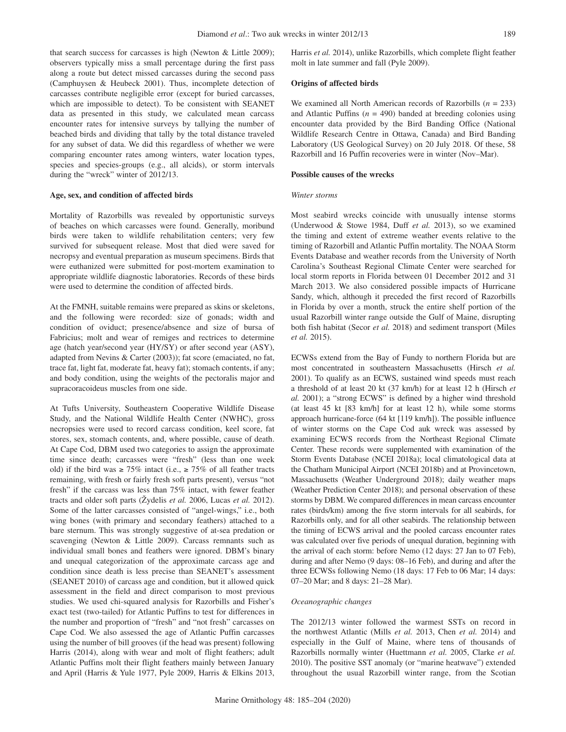that search success for carcasses is high (Newton & Little 2009); observers typically miss a small percentage during the first pass along a route but detect missed carcasses during the second pass (Camphuysen & Heubeck 2001). Thus, incomplete detection of carcasses contribute negligible error (except for buried carcasses, which are impossible to detect). To be consistent with SEANET data as presented in this study, we calculated mean carcass encounter rates for intensive surveys by tallying the number of beached birds and dividing that tally by the total distance traveled for any subset of data. We did this regardless of whether we were comparing encounter rates among winters, water location types, species and species-groups (e.g., all alcids), or storm intervals during the "wreck" winter of 2012/13.

### Age, sex, and condition of affected birds

Mortality of Razorbills was revealed by opportunistic surveys of beaches on which carcasses were found. Generally, moribund birds were taken to wildlife rehabilitation centers; very few survived for subsequent release. Most that died were saved for necropsy and eventual preparation as museum specimens. Birds that were euthanized were submitted for post-mortem examination to appropriate wildlife diagnostic laboratories. Records of these birds were used to determine the condition of affected birds.

At the FMNH, suitable remains were prepared as skins or skeletons, and the following were recorded: size of gonads; width and condition of oviduct; presence/absence and size of bursa of Fabricius; molt and wear of remiges and rectrices to determine age (hatch year/second year (HY/SY) or after second year (ASY), adapted from Nevins & Carter (2003)); fat score (emaciated, no fat, trace fat, light fat, moderate fat, heavy fat); stomach contents, if any; and body condition, using the weights of the pectoralis major and supracoracoideus muscles from one side.

At Tufts University, Southeastern Cooperative Wildlife Disease Study, and the National Wildlife Health Center (NWHC), gross necropsies were used to record carcass condition, keel score, fat stores, sex, stomach contents, and, where possible, cause of death. At Cape Cod, DBM used two categories to assign the approximate time since death; carcasses were "fresh" (less than one week old) if the bird was ≥ 75% intact (i.e., ≥ 75% of all feather tracts remaining, with fresh or fairly fresh soft parts present), versus "not fresh" if the carcass was less than 75% intact, with fewer feather tracts and older soft parts (Žydelis *et al.* 2006, Lucas *et al.* 2012). Some of the latter carcasses consisted of "angel-wings," i.e., both wing bones (with primary and secondary feathers) attached to a bare sternum. This was strongly suggestive of at-sea predation or scavenging (Newton & Little 2009). Carcass remnants such as individual small bones and feathers were ignored. DBM's binary and unequal categorization of the approximate carcass age and condition since death is less precise than SEANET's assessment (SEANET 2010) of carcass age and condition, but it allowed quick assessment in the field and direct comparison to most previous studies. We used chi-squared analysis for Razorbills and Fisher's exact test (two-tailed) for Atlantic Puffins to test for differences in the number and proportion of "fresh" and "not fresh" carcasses on Cape Cod. We also assessed the age of Atlantic Puffin carcasses using the number of bill grooves (if the head was present) following Harris (2014), along with wear and molt of flight feathers; adult Atlantic Puffins molt their flight feathers mainly between January and April (Harris & Yule 1977, Pyle 2009, Harris & Elkins 2013, Harris *et al.* 2014), unlike Razorbills, which complete flight feather molt in late summer and fall (Pyle 2009).

### Origins of affected birds

We examined all North American records of Razorbills ($n$ = 233) and Atlantic Puffins ($n$ = 490) banded at breeding colonies using encounter data provided by the Bird Banding Office (National Wildlife Research Centre in Ottawa, Canada) and Bird Banding Laboratory (US Geological Survey) on 20 July 2018. Of these, 58 Razorbill and 16 Puffin recoveries were in winter (Nov–Mar).

### Possible causes of the wrecks

#### *Winter storms*

Most seabird wrecks coincide with unusually intense storms (Underwood & Stowe 1984, Duff *et al.* 2013), so we examined the timing and extent of extreme weather events relative to the timing of Razorbill and Atlantic Puffin mortality. The NOAA Storm Events Database and weather records from the University of North Carolina's Southeast Regional Climate Center were searched for local storm reports in Florida between 01 December 2012 and 31 March 2013. We also considered possible impacts of Hurricane Sandy, which, although it preceded the first record of Razorbills in Florida by over a month, struck the entire shelf portion of the usual Razorbill winter range outside the Gulf of Maine, disrupting both fish habitat (Secor *et al.* 2018) and sediment transport (Miles *et al.* 2015).

ECWSs extend from the Bay of Fundy to northern Florida but are most concentrated in southeastern Massachusetts (Hirsch *et al.* 2001). To qualify as an ECWS, sustained wind speeds must reach a threshold of at least 20 kt (37 km/h) for at least 12 h (Hirsch *et al.* 2001); a "strong ECWS" is defined by a higher wind threshold (at least 45 kt [83 km/h] for at least 12 h), while some storms approach hurricane-force (64 kt [119 km/h]). The possible influence of winter storms on the Cape Cod auk wreck was assessed by examining ECWS records from the Northeast Regional Climate Center. These records were supplemented with examination of the Storm Events Database (NCEI 2018a); local climatological data at the Chatham Municipal Airport (NCEI 2018b) and at Provincetown, Massachusetts (Weather Underground 2018); daily weather maps (Weather Prediction Center 2018); and personal observation of these storms by DBM. We compared differences in mean carcass encounter rates (birds/km) among the five storm intervals for all seabirds, for Razorbills only, and for all other seabirds. The relationship between the timing of ECWS arrival and the pooled carcass encounter rates was calculated over five periods of unequal duration, beginning with the arrival of each storm: before Nemo (12 days: 27 Jan to 07 Feb), during and after Nemo (9 days: 08–16 Feb), and during and after the three ECWSs following Nemo (18 days: 17 Feb to 06 Mar; 14 days: 07–20 Mar; and 8 days: 21–28 Mar).

#### *Oceanographic changes*

The 2012/13 winter followed the warmest SSTs on record in the northwest Atlantic (Mills *et al.* 2013, Chen *et al.* 2014) and especially in the Gulf of Maine, where tens of thousands of Razorbills normally winter (Huettmann *et al.* 2005, Clarke *et al.* 2010). The positive SST anomaly (or "marine heatwave") extended throughout the usual Razorbill winter range, from the Scotian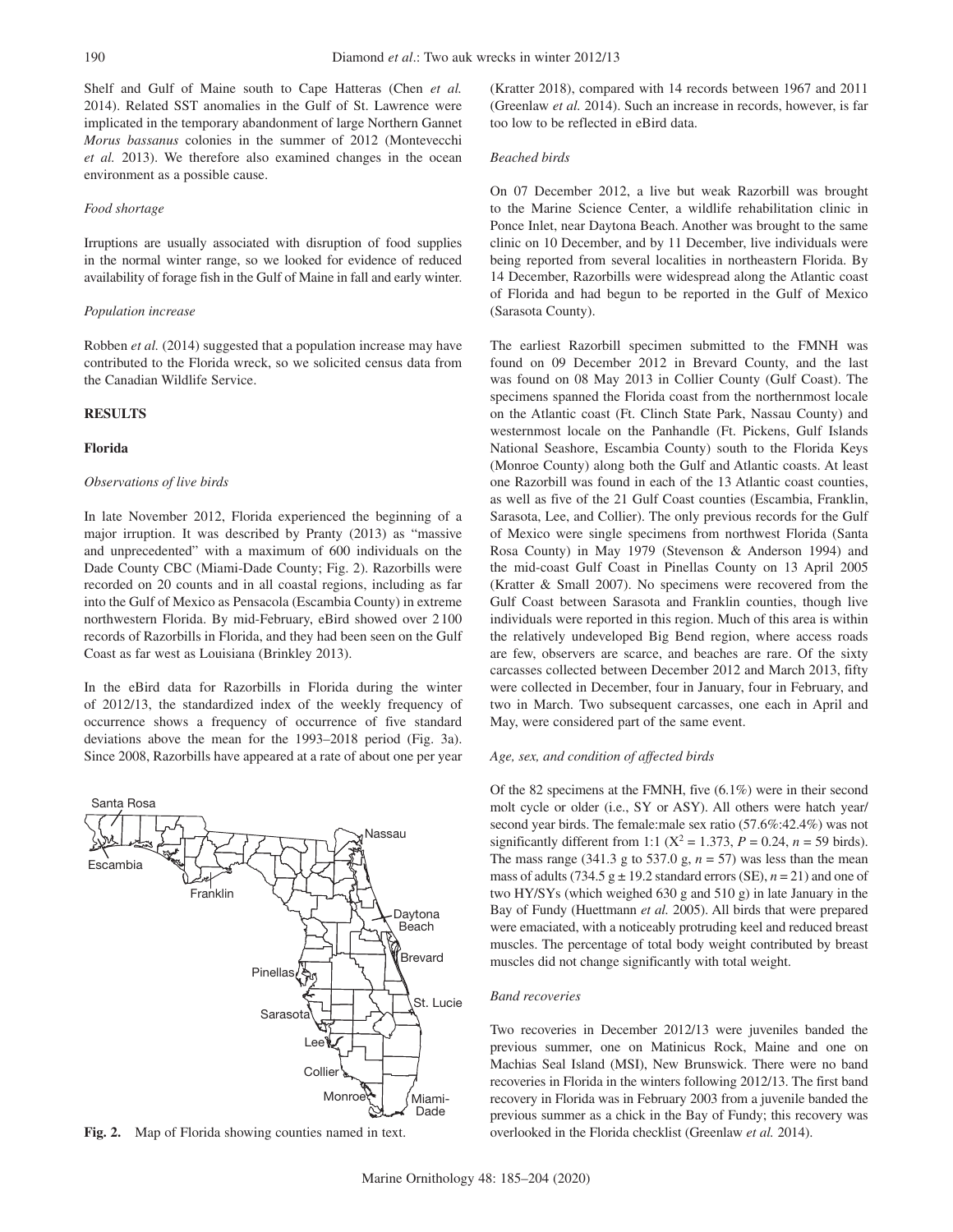Shelf and Gulf of Maine south to Cape Hatteras (Chen *et al.* 2014). Related SST anomalies in the Gulf of St. Lawrence were implicated in the temporary abandonment of large Northern Gannet *Morus bassanus* colonies in the summer of 2012 (Montevecchi *et al.* 2013). We therefore also examined changes in the ocean environment as a possible cause.

*Food shortage*

Irruptions are usually associated with disruption of food supplies in the normal winter range, so we looked for evidence of reduced availability of forage fish in the Gulf of Maine in fall and early winter.

*Population increase*

Robben *et al.* (2014) suggested that a population increase may have contributed to the Florida wreck, so we solicited census data from the Canadian Wildlife Service.

## RESULTS

### Florida

*Observations of live birds*

In late November 2012, Florida experienced the beginning of a major irruption. It was described by Pranty (2013) as "massive and unprecedented" with a maximum of 600 individuals on the Dade County CBC (Miami-Dade County; Fig. 2). Razorbills were recorded on 20 counts and in all coastal regions, including as far into the Gulf of Mexico as Pensacola (Escambia County) in extreme northwestern Florida. By mid-February, eBird showed over 2 100 records of Razorbills in Florida, and they had been seen on the Gulf Coast as far west as Louisiana (Brinkley 2013).

In the eBird data for Razorbills in Florida during the winter of 2012/13, the standardized index of the weekly frequency of occurrence shows a frequency of occurrence of five standard deviations above the mean for the 1993–2018 period (Fig. 3a). Since 2008, Razorbills have appeared at a rate of about one per year (Kratter 2018), compared with 14 records between 1967 and 2011 (Greenlaw *et al.* 2014). Such an increase in records, however, is far too low to be reflected in eBird data.

**Fig. 2.** Map of Florida showing counties named in text.

*Beached birds*

On 07 December 2012, a live but weak Razorbill was brought to the Marine Science Center, a wildlife rehabilitation clinic in Ponce Inlet, near Daytona Beach. Another was brought to the same clinic on 10 December, and by 11 December, live individuals were being reported from several localities in northeastern Florida. By 14 December, Razorbills were widespread along the Atlantic coast of Florida and had begun to be reported in the Gulf of Mexico (Sarasota County).

The earliest Razorbill specimen submitted to the FMNH was found on 09 December 2012 in Brevard County, and the last was found on 08 May 2013 in Collier County (Gulf Coast). The specimens spanned the Florida coast from the northernmost locale on the Atlantic coast (Ft. Clinch State Park, Nassau County) and westernmost locale on the Panhandle (Ft. Pickens, Gulf Islands National Seashore, Escambia County) south to the Florida Keys (Monroe County) along both the Gulf and Atlantic coasts. At least one Razorbill was found in each of the 13 Atlantic coast counties, as well as five of the 21 Gulf Coast counties (Escambia, Franklin, Sarasota, Lee, and Collier). The only previous records for the Gulf of Mexico were single specimens from northwest Florida (Santa Rosa County) in May 1979 (Stevenson & Anderson 1994) and the mid-coast Gulf Coast in Pinellas County on 13 April 2005 (Kratter & Small 2007). No specimens were recovered from the Gulf Coast between Sarasota and Franklin counties, though live individuals were reported in this region. Much of this area is within the relatively undeveloped Big Bend region, where access roads are few, observers are scarce, and beaches are rare. Of the sixty carcasses collected between December 2012 and March 2013, fifty were collected in December, four in January, four in February, and two in March. Two subsequent carcasses, one each in April and May, were considered part of the same event.

*Age, sex, and condition of affected birds*

Of the 82 specimens at the FMNH, five (6.1%) were in their second molt cycle or older (i.e., SY or ASY). All others were hatch year/second year birds. The female:male sex ratio (57.6%:42.4%) was not significantly different from 1:1 ($X^2 = 1.373$, $P = 0.24$, $n = 59$ birds). The mass range (341.3 g to 537.0 g, $n = 57$) was less than the mean mass of adults (734.5 g ± 19.2 standard errors (SE), $n = 21$) and one of two HY/SYs (which weighed 630 g and 510 g) in late January in the Bay of Fundy (Huettmann *et al.* 2005). All birds that were prepared were emaciated, with a noticeably protruding keel and reduced breast muscles. The percentage of total body weight contributed by breast muscles did not change significantly with total weight.

*Band recoveries*

Two recoveries in December 2012/13 were juveniles banded the previous summer, one on Matinicus Rock, Maine and one on Machias Seal Island (MSI), New Brunswick. There were no band recoveries in Florida in the winters following 2012/13. The first band recovery in Florida was in February 2003 from a juvenile banded the previous summer as a chick in the Bay of Fundy; this recovery was overlooked in the Florida checklist (Greenlaw *et al.* 2014).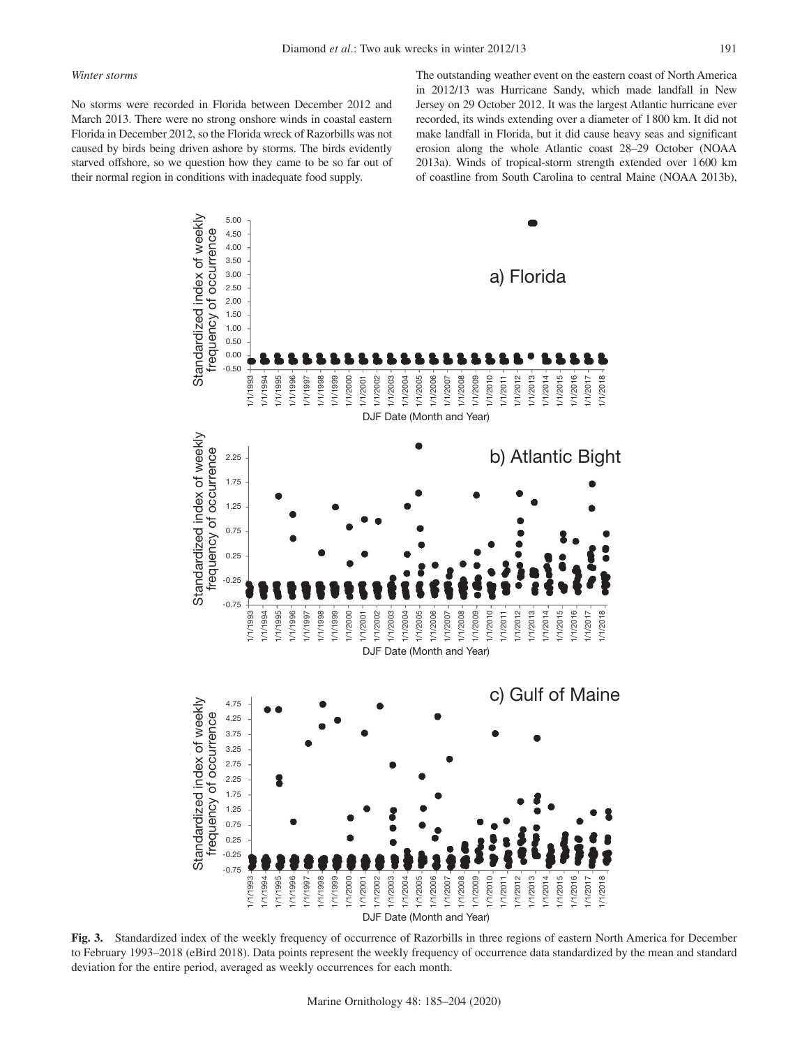*Winter storms*

No storms were recorded in Florida between December 2012 and March 2013. There were no strong onshore winds in coastal eastern Florida in December 2012, so the Florida wreck of Razorbills was not caused by birds being driven ashore by storms. The birds evidently starved offshore, so we question how they came to be so far out of their normal region in conditions with inadequate food supply.

The outstanding weather event on the eastern coast of North America in 2012/13 was Hurricane Sandy, which made landfall in New Jersey on 29 October 2012. It was the largest Atlantic hurricane ever recorded, its winds extending over a diameter of 1 800 km. It did not make landfall in Florida, but it did cause heavy seas and significant erosion along the whole Atlantic coast 28–29 October (NOAA 2013a). Winds of tropical-storm strength extended over 1 600 km of coastline from South Carolina to central Maine (NOAA 2013b),

**Fig. 3.** Standardized index of the weekly frequency of occurrence of Razorbills in three regions of eastern North America for December to February 1993–2018 (eBird 2018). Data points represent the weekly frequency of occurrence data standardized by the mean and standard deviation for the entire period, averaged as weekly occurrences for each month.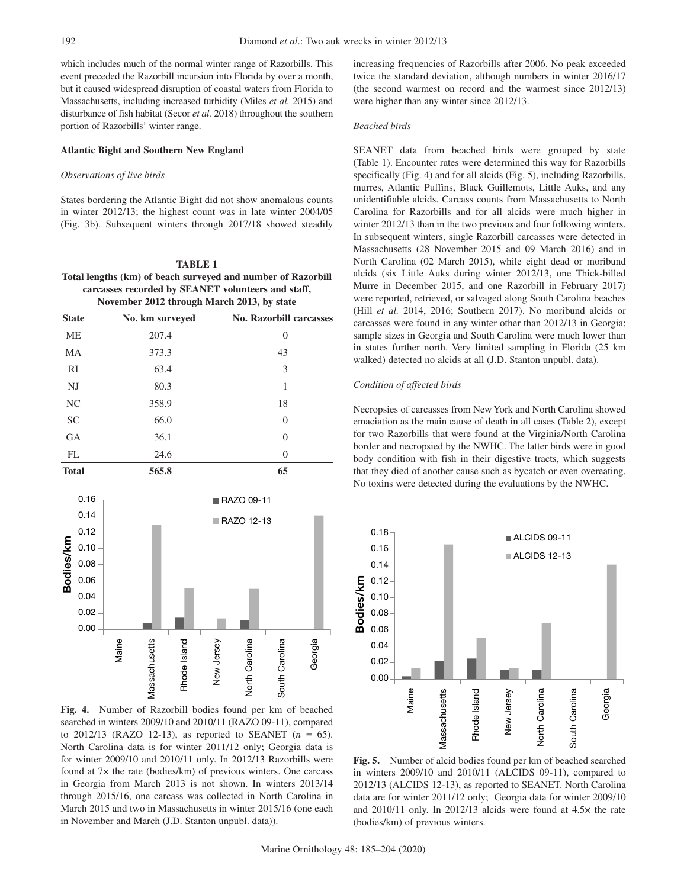which includes much of the normal winter range of Razorbills. This event preceded the Razorbill incursion into Florida by over a month, but it caused widespread disruption of coastal waters from Florida to Massachusetts, including increased turbidity (Miles *et al.* 2015) and disturbance of fish habitat (Secor *et al.* 2018) throughout the southern portion of Razorbills' winter range.

### Atlantic Bight and Southern New England

#### *Observations of live birds*

States bordering the Atlantic Bight did not show anomalous counts in winter 2012/13; the highest count was in late winter 2004/05 (Fig. 3b). Subsequent winters through 2017/18 showed steadily increasing frequencies of Razorbills after 2006. No peak exceeded twice the standard deviation, although numbers in winter 2016/17 (the second warmest on record and the warmest since 2012/13) were higher than any winter since 2012/13.

**TABLE 1**
**Total lengths (km) of beach surveyed and number of Razorbill carcasses recorded by SEANET volunteers and staff, November 2012 through March 2013, by state**

| State | No. km surveyed | No. Razorbill carcasses |
|---|---|---|
| ME | 207.4 | 0 |
| MA | 373.3 | 43 |
| RI | 63.4 | 3 |
| NJ | 80.3 | 1 |
| NC | 358.9 | 18 |
| SC | 66.0 | 0 |
| GA | 36.1 | 0 |
| FL | 24.6 | 0 |
| **Total** | **565.8** | **65** |

**Fig. 4.** Number of Razorbill bodies found per km of beached searched in winters 2009/10 and 2010/11 (RAZO 09-11), compared to 2012/13 (RAZO 12-13), as reported to SEANET (*n* = 65). North Carolina data is for winter 2011/12 only; Georgia data is for winter 2009/10 and 2010/11 only. In 2012/13 Razorbills were found at 7× the rate (bodies/km) of previous winters. One carcass in Georgia from March 2013 is not shown. In winters 2013/14 through 2015/16, one carcass was collected in North Carolina in March 2015 and two in Massachusetts in winter 2015/16 (one each in November and March (J.D. Stanton unpubl. data)).

#### *Beached birds*

SEANET data from beached birds were grouped by state (Table 1). Encounter rates were determined this way for Razorbills specifically (Fig. 4) and for all alcids (Fig. 5), including Razorbills, murres, Atlantic Puffins, Black Guillemots, Little Auks, and any unidentifiable alcids. Carcass counts from Massachusetts to North Carolina for Razorbills and for all alcids were much higher in winter 2012/13 than in the two previous and four following winters. In subsequent winters, single Razorbill carcasses were detected in Massachusetts (28 November 2015 and 09 March 2016) and in North Carolina (02 March 2015), while eight dead or moribund alcids (six Little Auks during winter 2012/13, one Thick-billed Murre in December 2015, and one Razorbill in February 2017) were reported, retrieved, or salvaged along South Carolina beaches (Hill *et al.* 2014, 2016; Southern 2017). No moribund alcids or carcasses were found in any winter other than 2012/13 in Georgia; sample sizes in Georgia and South Carolina were much lower than in states further north. Very limited sampling in Florida (25 km walked) detected no alcids at all (J.D. Stanton unpubl. data).

#### *Condition of affected birds*

Necropsies of carcasses from New York and North Carolina showed emaciation as the main cause of death in all cases (Table 2), except for two Razorbills that were found at the Virginia/North Carolina border and necropsied by the NWHC. The latter birds were in good body condition with fish in their digestive tracts, which suggests that they died of another cause such as bycatch or even overeating. No toxins were detected during the evaluations by the NWHC.

**Fig. 5.** Number of alcid bodies found per km of beached searched in winters 2009/10 and 2010/11 (ALCIDS 09-11), compared to 2012/13 (ALCIDS 12-13), as reported to SEANET. North Carolina data are for winter 2011/12 only; Georgia data for winter 2009/10 and 2010/11 only. In 2012/13 alcids were found at 4.5× the rate (bodies/km) of previous winters.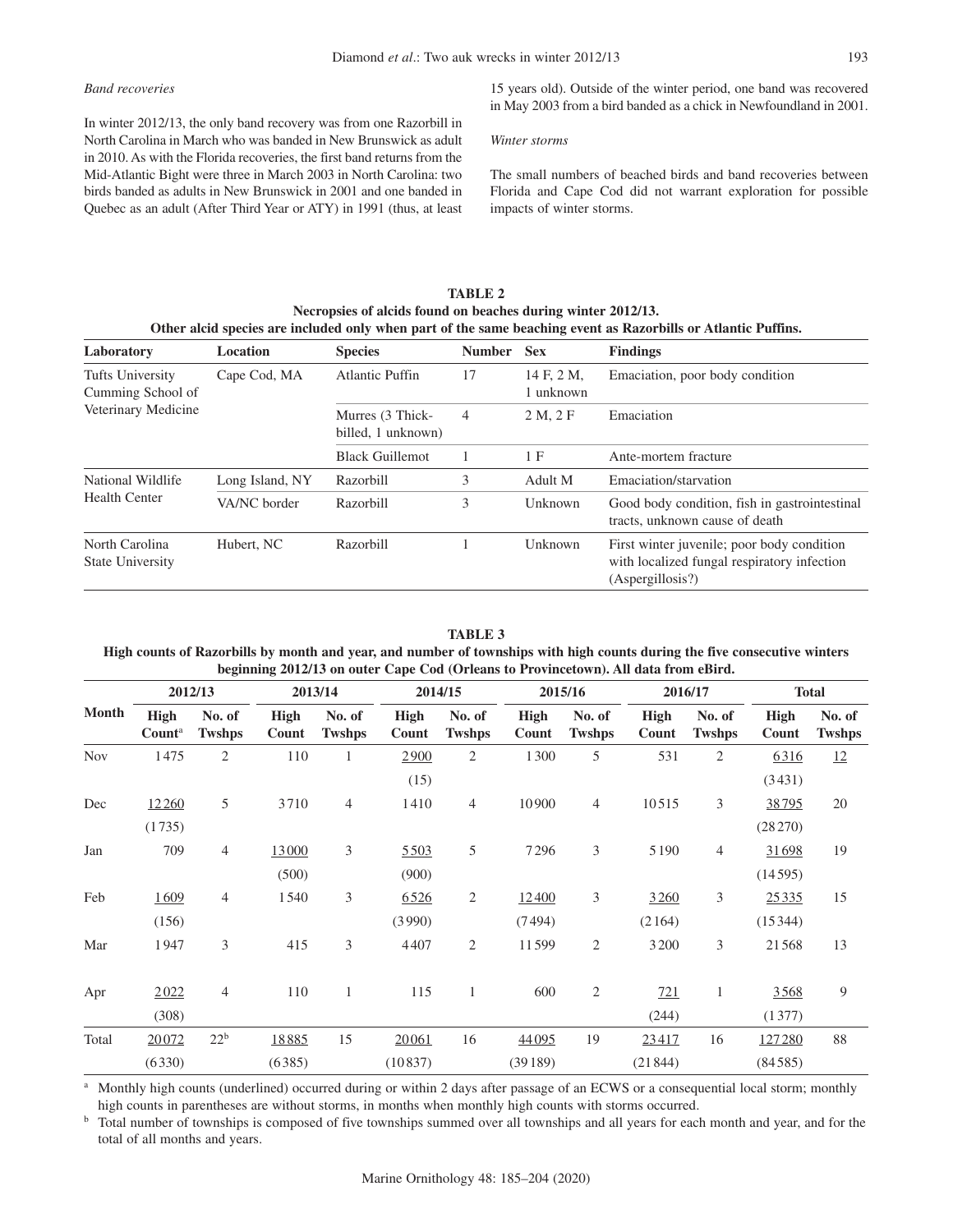*Band recoveries*

In winter 2012/13, the only band recovery was from one Razorbill in North Carolina in March who was banded in New Brunswick as adult in 2010. As with the Florida recoveries, the first band returns from the Mid-Atlantic Bight were three in March 2003 in North Carolina: two birds banded as adults in New Brunswick in 2001 and one banded in Quebec as an adult (After Third Year or ATY) in 1991 (thus, at least 15 years old). Outside of the winter period, one band was recovered in May 2003 from a bird banded as a chick in Newfoundland in 2001.

*Winter storms*

The small numbers of beached birds and band recoveries between Florida and Cape Cod did not warrant exploration for possible impacts of winter storms.

**TABLE 2**
**Necropsies of alcids found on beaches during winter 2012/13.**
**Other alcid species are included only when part of the same beaching event as Razorbills or Atlantic Puffins.**

| Laboratory | Location | Species | Number | Sex | Findings |
|---|---|---|---|---|---|
| Tufts University Cumming School of Veterinary Medicine | Cape Cod, MA | Atlantic Puffin | 17 | 14 F, 2 M, 1 unknown | Emaciation, poor body condition |
| | | Murres (3 Thick-billed, 1 unknown) | 4 | 2 M, 2 F | Emaciation |
| | | Black Guillemot | 1 | 1 F | Ante-mortem fracture |
| National Wildlife Health Center | Long Island, NY | Razorbill | 3 | Adult M | Emaciation/starvation |
| | VA/NC border | Razorbill | 3 | Unknown | Good body condition, fish in gastrointestinal tracts, unknown cause of death |
| North Carolina State University | Hubert, NC | Razorbill | 1 | Unknown | First winter juvenile; poor body condition with localized fungal respiratory infection (Aspergillosis?) |

**TABLE 3**
**High counts of Razorbills by month and year, and number of townships with high counts during the five consecutive winters beginning 2012/13 on outer Cape Cod (Orleans to Provincetown). All data from eBird.**

| Month | 2012/13 | | 2013/14 | | 2014/15 | | 2015/16 | | 2016/17 | | Total | |
|---|---|---|---|---|---|---|---|---|---|---|---|---|
| | High Count[a] | No. of Twshps | High Count | No. of Twshps | High Count | No. of Twshps | High Count | No. of Twshps | High Count | No. of Twshps | High Count | No. of Twshps |
| Nov | 1475 | 2 | 110 | 1 | <u>2900</u> (15) | 2 | 1300 | 5 | 531 | 2 | <u>6316</u> (3431) | <u>12</u> |
| Dec | <u>12260</u> (1735) | 5 | 3710 | 4 | 1410 | 4 | 10900 | 4 | 10515 | 3 | <u>38795</u> (28270) | 20 |
| Jan | 709 | 4 | <u>13000</u> (500) | 3 | <u>5503</u> (900) | 5 | 7296 | 3 | 5190 | 4 | <u>31698</u> (14595) | 19 |
| Feb | <u>1609</u> (156) | 4 | 1540 | 3 | <u>6526</u> (3990) | 2 | <u>12400</u> (7494) | 3 | <u>3260</u> (2164) | 3 | <u>25335</u> (15344) | 15 |
| Mar | 1947 | 3 | 415 | 3 | 4407 | 2 | 11599 | 2 | 3200 | 3 | 21568 | 13 |
| Apr | <u>2022</u> (308) | 4 | 110 | 1 | 115 | 1 | 600 | 2 | <u>721</u> (244) | 1 | <u>3568</u> (1377) | 9 |
| Total | <u>20072</u> (6330) | 22[b] | <u>18885</u> (6385) | 15 | <u>20061</u> (10837) | 16 | <u>44095</u> (39189) | 19 | <u>23417</u> (21844) | 16 | <u>127280</u> (84585) | 88 |

[a] Monthly high counts (underlined) occurred during or within 2 days after passage of an ECWS or a consequential local storm; monthly high counts in parentheses are without storms, in months when monthly high counts with storms occurred.

[b] Total number of townships is composed of five townships summed over all townships and all years for each month and year, and for the total of all months and years.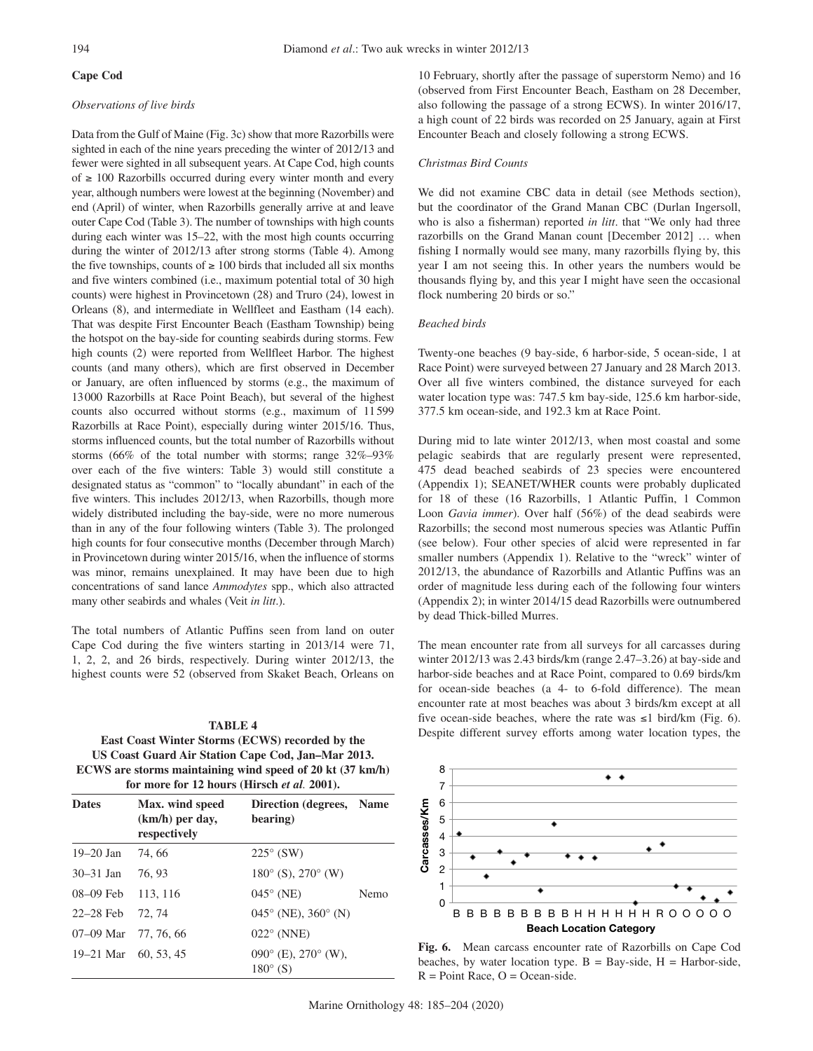## Cape Cod

### *Observations of live birds*

Data from the Gulf of Maine (Fig. 3c) show that more Razorbills were sighted in each of the nine years preceding the winter of 2012/13 and fewer were sighted in all subsequent years. At Cape Cod, high counts of ≥ 100 Razorbills occurred during every winter month and every year, although numbers were lowest at the beginning (November) and end (April) of winter, when Razorbills generally arrive at and leave outer Cape Cod (Table 3). The number of townships with high counts during each winter was 15–22, with the most high counts occurring during the winter of 2012/13 after strong storms (Table 4). Among the five townships, counts of ≥ 100 birds that included all six months and five winters combined (i.e., maximum potential total of 30 high counts) were highest in Provincetown (28) and Truro (24), lowest in Orleans (8), and intermediate in Wellfleet and Eastham (14 each). That was despite First Encounter Beach (Eastham Township) being the hotspot on the bay-side for counting seabirds during storms. Few high counts (2) were reported from Wellfleet Harbor. The highest counts (and many others), which are first observed in December or January, are often influenced by storms (e.g., the maximum of 13 000 Razorbills at Race Point Beach), but several of the highest counts also occurred without storms (e.g., maximum of 11 599 Razorbills at Race Point), especially during winter 2015/16. Thus, storms influenced counts, but the total number of Razorbills without storms (66% of the total number with storms; range 32%–93% over each of the five winters: Table 3) would still constitute a designated status as "common" to "locally abundant" in each of the five winters. This includes 2012/13, when Razorbills, though more widely distributed including the bay-side, were no more numerous than in any of the four following winters (Table 3). The prolonged high counts for four consecutive months (December through March) in Provincetown during winter 2015/16, when the influence of storms was minor, remains unexplained. It may have been due to high concentrations of sand lance *Ammodytes* spp., which also attracted many other seabirds and whales (Veit *in litt*.).

The total numbers of Atlantic Puffins seen from land on outer Cape Cod during the five winters starting in 2013/14 were 71, 1, 2, 2, and 26 birds, respectively. During winter 2012/13, the highest counts were 52 (observed from Skaket Beach, Orleans on 10 February, shortly after the passage of superstorm Nemo) and 16 (observed from First Encounter Beach, Eastham on 28 December, also following the passage of a strong ECWS). In winter 2016/17, a high count of 22 birds was recorded on 25 January, again at First Encounter Beach and closely following a strong ECWS.

**TABLE 4**
**East Coast Winter Storms (ECWS) recorded by the US Coast Guard Air Station Cape Cod, Jan–Mar 2013. ECWS are storms maintaining wind speed of 20 kt (37 km/h) for more for 12 hours (Hirsch *et al.* 2001).**

| Dates | Max. wind speed (km/h) per day, respectively | Direction (degrees, bearing) | Name |
|---|---|---|---|
| 19–20 Jan | 74, 66 | 225° (SW) | |
| 30–31 Jan | 76, 93 | 180° (S), 270° (W) | |
| 08–09 Feb | 113, 116 | 045° (NE) | Nemo |
| 22–28 Feb | 72, 74 | 045° (NE), 360° (N) | |
| 07–09 Mar | 77, 76, 66 | 022° (NNE) | |
| 19–21 Mar | 60, 53, 45 | 090° (E), 270° (W), 180° (S) | |

### *Christmas Bird Counts*

We did not examine CBC data in detail (see Methods section), but the coordinator of the Grand Manan CBC (Durlan Ingersoll, who is also a fisherman) reported *in litt*. that "We only had three razorbills on the Grand Manan count [December 2012] … when fishing I normally would see many, many razorbills flying by, this year I am not seeing this. In other years the numbers would be thousands flying by, and this year I might have seen the occasional flock numbering 20 birds or so."

### *Beached birds*

Twenty-one beaches (9 bay-side, 6 harbor-side, 5 ocean-side, 1 at Race Point) were surveyed between 27 January and 28 March 2013. Over all five winters combined, the distance surveyed for each water location type was: 747.5 km bay-side, 125.6 km harbor-side, 377.5 km ocean-side, and 192.3 km at Race Point.

During mid to late winter 2012/13, when most coastal and some pelagic seabirds that are regularly present were represented, 475 dead beached seabirds of 23 species were encountered (Appendix 1); SEANET/WHER counts were probably duplicated for 18 of these (16 Razorbills, 1 Atlantic Puffin, 1 Common Loon *Gavia immer*). Over half (56%) of the dead seabirds were Razorbills; the second most numerous species was Atlantic Puffin (see below). Four other species of alcid were represented in far smaller numbers (Appendix 1). Relative to the "wreck" winter of 2012/13, the abundance of Razorbills and Atlantic Puffins was an order of magnitude less during each of the following four winters (Appendix 2); in winter 2014/15 dead Razorbills were outnumbered by dead Thick-billed Murres.

The mean encounter rate from all surveys for all carcasses during winter 2012/13 was 2.43 birds/km (range 2.47–3.26) at bay-side and harbor-side beaches and at Race Point, compared to 0.69 birds/km for ocean-side beaches (a 4- to 6-fold difference). The mean encounter rate at most beaches was about 3 birds/km except at all five ocean-side beaches, where the rate was ≤1 bird/km (Fig. 6). Despite different survey efforts among water location types, the

**Fig. 6.** Mean carcass encounter rate of Razorbills on Cape Cod beaches, by water location type. B = Bay-side, H = Harbor-side, R = Point Race, O = Ocean-side.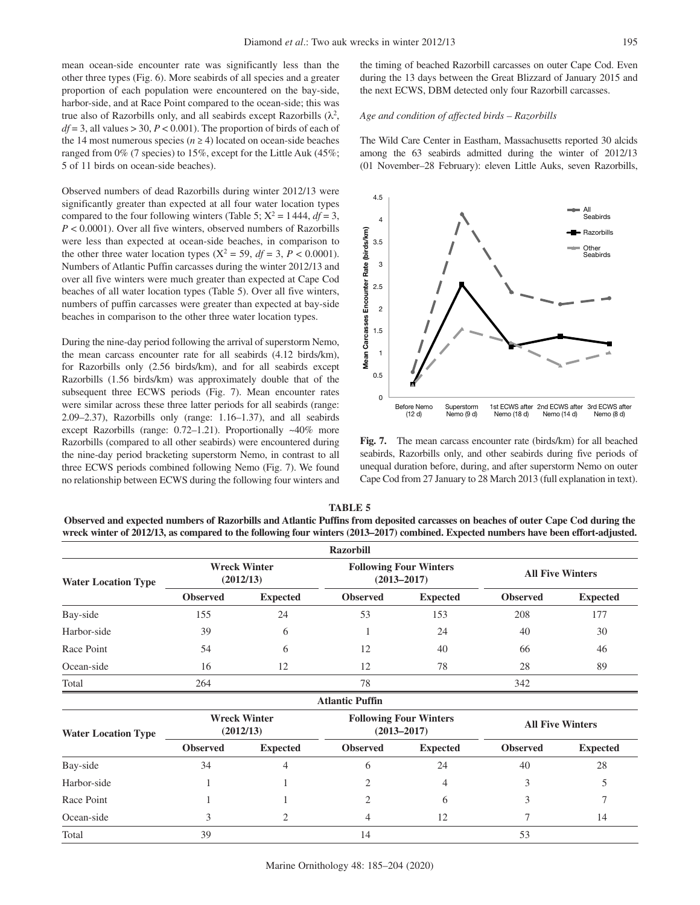mean ocean-side encounter rate was significantly less than the other three types (Fig. 6). More seabirds of all species and a greater proportion of each population were encountered on the bay-side, harbor-side, and at Race Point compared to the ocean-side; this was true also of Razorbills only, and all seabirds except Razorbills ($\lambda^2$, $df = 3$, all values > 30, $P < 0.001$). The proportion of birds of each of the 14 most numerous species ($n \geq 4$) located on ocean-side beaches ranged from 0% (7 species) to 15%, except for the Little Auk (45%; 5 of 11 birds on ocean-side beaches).

Observed numbers of dead Razorbills during winter 2012/13 were significantly greater than expected at all four water location types compared to the four following winters (Table 5; $X^2 = 1444$, $df = 3$, $P < 0.0001$). Over all five winters, observed numbers of Razorbills were less than expected at ocean-side beaches, in comparison to the other three water location types ($X^2 = 59$, $df = 3$, $P < 0.0001$). Numbers of Atlantic Puffin carcasses during the winter 2012/13 and over all five winters were much greater than expected at Cape Cod beaches of all water location types (Table 5). Over all five winters, numbers of puffin carcasses were greater than expected at bay-side beaches in comparison to the other three water location types.

During the nine-day period following the arrival of superstorm Nemo, the mean carcass encounter rate for all seabirds (4.12 birds/km), for Razorbills only (2.56 birds/km), and for all seabirds except Razorbills (1.56 birds/km) was approximately double that of the subsequent three ECWS periods (Fig. 7). Mean encounter rates were similar across these three latter periods for all seabirds (range: 2.09–2.37), Razorbills only (range: 1.16–1.37), and all seabirds except Razorbills (range: 0.72–1.21). Proportionally ~40% more Razorbills (compared to all other seabirds) were encountered during the nine-day period bracketing superstorm Nemo, in contrast to all three ECWS periods combined following Nemo (Fig. 7). We found no relationship between ECWS during the following four winters and the timing of beached Razorbill carcasses on outer Cape Cod. Even during the 13 days between the Great Blizzard of January 2015 and the next ECWS, DBM detected only four Razorbill carcasses.

*Age and condition of affected birds – Razorbills*

The Wild Care Center in Eastham, Massachusetts reported 30 alcids among the 63 seabirds admitted during the winter of 2012/13 (01 November–28 February): eleven Little Auks, seven Razorbills,

**Fig. 7.** The mean carcass encounter rate (birds/km) for all beached seabirds, Razorbills only, and other seabirds during five periods of unequal duration before, during, and after superstorm Nemo on outer Cape Cod from 27 January to 28 March 2013 (full explanation in text).

**TABLE 5**
**Observed and expected numbers of Razorbills and Atlantic Puffins from deposited carcasses on beaches of outer Cape Cod during the wreck winter of 2012/13, as compared to the following four winters (2013–2017) combined. Expected numbers have been effort-adjusted.**

| Razorbill | | | | | | |
|---|---|---|---|---|---|---|
| Water Location Type | Wreck Winter (2012/13) | | Following Four Winters (2013–2017) | | All Five Winters | |
| | Observed | Expected | Observed | Expected | Observed | Expected |
| Bay-side | 155 | 24 | 53 | 153 | 208 | 177 |
| Harbor-side | 39 | 6 | 1 | 24 | 40 | 30 |
| Race Point | 54 | 6 | 12 | 40 | 66 | 46 |
| Ocean-side | 16 | 12 | 12 | 78 | 28 | 89 |
| Total | 264 | | 78 | | 342 | |

| Atlantic Puffin | | | | | | |
|---|---|---|---|---|---|---|
| Water Location Type | Wreck Winter (2012/13) | | Following Four Winters (2013–2017) | | All Five Winters | |
| | Observed | Expected | Observed | Expected | Observed | Expected |
| Bay-side | 34 | 4 | 6 | 24 | 40 | 28 |
| Harbor-side | 1 | 1 | 2 | 4 | 3 | 5 |
| Race Point | 1 | 1 | 2 | 6 | 3 | 7 |
| Ocean-side | 3 | 2 | 4 | 12 | 7 | 14 |
| Total | 39 | | 14 | | 53 | |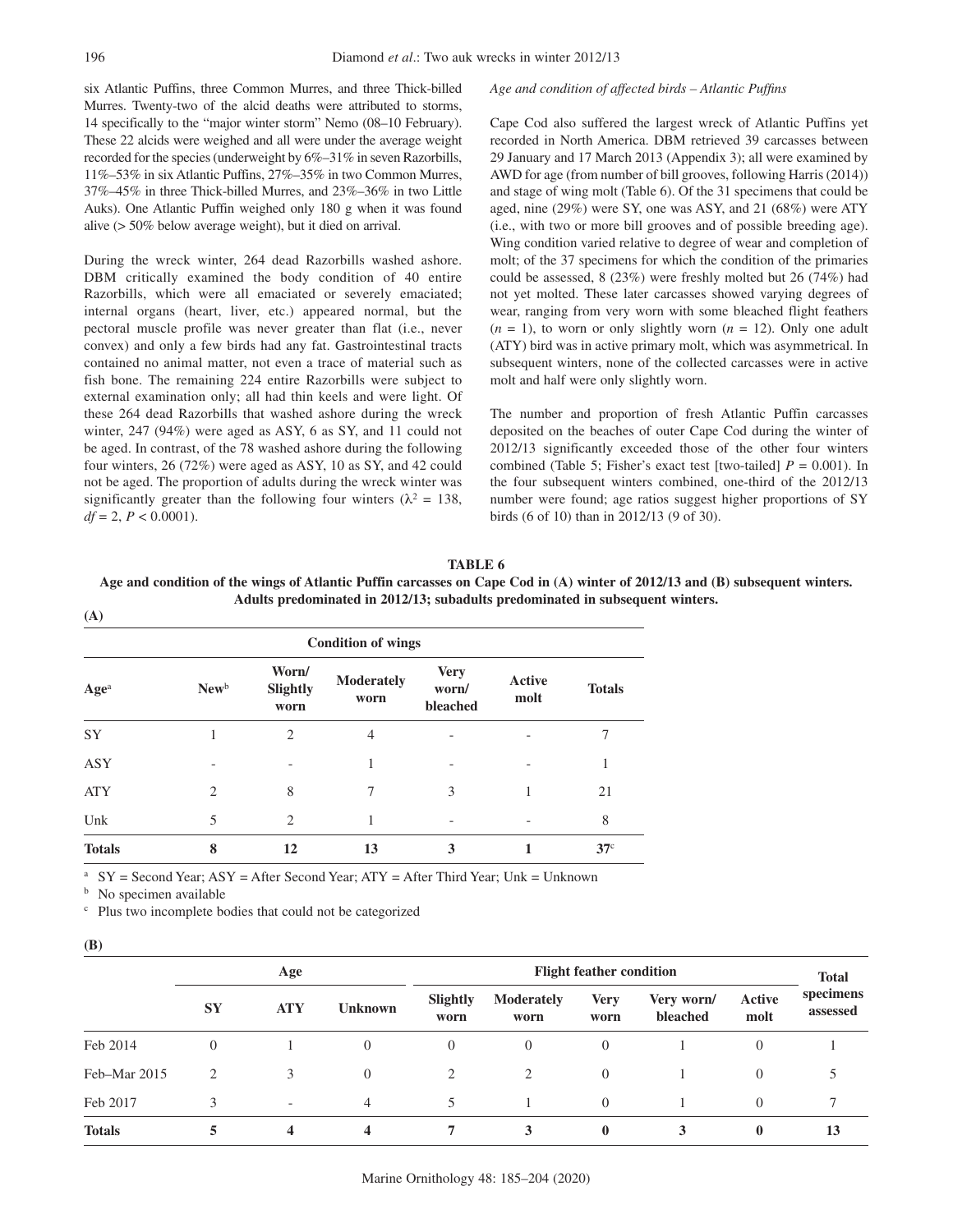six Atlantic Puffins, three Common Murres, and three Thick-billed Murres. Twenty-two of the alcid deaths were attributed to storms, 14 specifically to the "major winter storm" Nemo (08–10 February). These 22 alcids were weighed and all were under the average weight recorded for the species (underweight by 6%–31% in seven Razorbills, 11%–53% in six Atlantic Puffins, 27%–35% in two Common Murres, 37%–45% in three Thick-billed Murres, and 23%–36% in two Little Auks). One Atlantic Puffin weighed only 180 g when it was found alive (> 50% below average weight), but it died on arrival.

During the wreck winter, 264 dead Razorbills washed ashore. DBM critically examined the body condition of 40 entire Razorbills, which were all emaciated or severely emaciated; internal organs (heart, liver, etc.) appeared normal, but the pectoral muscle profile was never greater than flat (i.e., never convex) and only a few birds had any fat. Gastrointestinal tracts contained no animal matter, not even a trace of material such as fish bone. The remaining 224 entire Razorbills were subject to external examination only; all had thin keels and were light. Of these 264 dead Razorbills that washed ashore during the wreck winter, 247 (94%) were aged as ASY, 6 as SY, and 11 could not be aged. In contrast, of the 78 washed ashore during the following four winters, 26 (72%) were aged as ASY, 10 as SY, and 42 could not be aged. The proportion of adults during the wreck winter was significantly greater than the following four winters ($\lambda^2 = 138$, $df = 2$, $P < 0.0001$).

*Age and condition of affected birds – Atlantic Puffins*

Cape Cod also suffered the largest wreck of Atlantic Puffins yet recorded in North America. DBM retrieved 39 carcasses between 29 January and 17 March 2013 (Appendix 3); all were examined by AWD for age (from number of bill grooves, following Harris (2014)) and stage of wing molt (Table 6). Of the 31 specimens that could be aged, nine (29%) were SY, one was ASY, and 21 (68%) were ATY (i.e., with two or more bill grooves and of possible breeding age). Wing condition varied relative to degree of wear and completion of molt; of the 37 specimens for which the condition of the primaries could be assessed, 8 (23%) were freshly molted but 26 (74%) had not yet molted. These later carcasses showed varying degrees of wear, ranging from very worn with some bleached flight feathers ($n = 1$), to worn or only slightly worn ($n = 12$). Only one adult (ATY) bird was in active primary molt, which was asymmetrical. In subsequent winters, none of the collected carcasses were in active molt and half were only slightly worn.

The number and proportion of fresh Atlantic Puffin carcasses deposited on the beaches of outer Cape Cod during the winter of 2012/13 significantly exceeded those of the other four winters combined (Table 5; Fisher's exact test [two-tailed] $P = 0.001$). In the four subsequent winters combined, one-third of the 2012/13 number were found; age ratios suggest higher proportions of SY birds (6 of 10) than in 2012/13 (9 of 30).

**TABLE 6**
**Age and condition of the wings of Atlantic Puffin carcasses on Cape Cod in (A) winter of 2012/13 and (B) subsequent winters. Adults predominated in 2012/13; subadults predominated in subsequent winters.**

**(A)**

| | Condition of wings | | | | | |
|---|---|---|---|---|---|---|
| **Age**[a] | **New**[b] | **Worn/ Slightly worn** | **Moderately worn** | **Very worn/ bleached** | **Active molt** | **Totals** |
| SY | 1 | 2 | 4 | - | - | 7 |
| ASY | - | - | 1 | - | - | 1 |
| ATY | 2 | 8 | 7 | 3 | 1 | 21 |
| Unk | 5 | 2 | 1 | - | - | 8 |
| **Totals** | **8** | **12** | **13** | **3** | **1** | **37**[c] |

[a] SY = Second Year; ASY = After Second Year; ATY = After Third Year; Unk = Unknown

[b] No specimen available

[c] Plus two incomplete bodies that could not be categorized

**(B)**

| | Age | | | Flight feather condition | | | | | Total specimens assessed |
|---|---|---|---|---|---|---|---|---|---|
| | **SY** | **ATY** | **Unknown** | **Slightly worn** | **Moderately worn** | **Very worn** | **Very worn/ bleached** | **Active molt** | |
| Feb 2014 | 0 | 1 | 0 | 0 | 0 | 0 | 1 | 0 | 1 |
| Feb–Mar 2015 | 2 | 3 | 0 | 2 | 2 | 0 | 1 | 0 | 5 |
| Feb 2017 | 3 | - | 4 | 5 | 1 | 0 | 1 | 0 | 7 |
| **Totals** | **5** | **4** | **4** | **7** | **3** | **0** | **3** | **0** | **13** |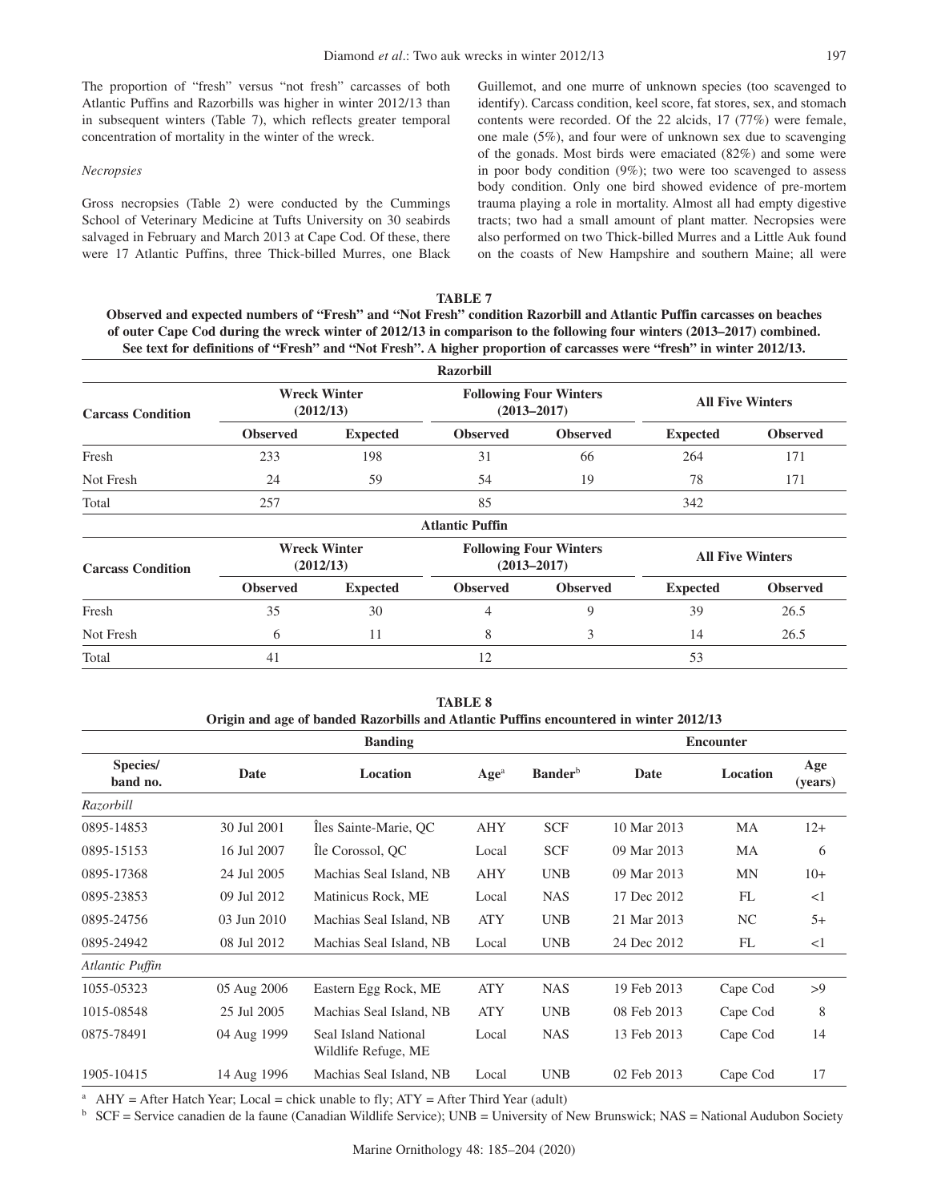The proportion of "fresh" versus "not fresh" carcasses of both Atlantic Puffins and Razorbills was higher in winter 2012/13 than in subsequent winters (Table 7), which reflects greater temporal concentration of mortality in the winter of the wreck.

*Necropsies*

Gross necropsies (Table 2) were conducted by the Cummings School of Veterinary Medicine at Tufts University on 30 seabirds salvaged in February and March 2013 at Cape Cod. Of these, there were 17 Atlantic Puffins, three Thick-billed Murres, one Black Guillemot, and one murre of unknown species (too scavenged to identify). Carcass condition, keel score, fat stores, sex, and stomach contents were recorded. Of the 22 alcids, 17 (77%) were female, one male (5%), and four were of unknown sex due to scavenging of the gonads. Most birds were emaciated (82%) and some were in poor body condition (9%); two were too scavenged to assess body condition. Only one bird showed evidence of pre-mortem trauma playing a role in mortality. Almost all had empty digestive tracts; two had a small amount of plant matter. Necropsies were also performed on two Thick-billed Murres and a Little Auk found on the coasts of New Hampshire and southern Maine; all were

**TABLE 7**
**Observed and expected numbers of "Fresh" and "Not Fresh" condition Razorbill and Atlantic Puffin carcasses on beaches of outer Cape Cod during the wreck winter of 2012/13 in comparison to the following four winters (2013–2017) combined. See text for definitions of "Fresh" and "Not Fresh". A higher proportion of carcasses were "fresh" in winter 2012/13.**

| Carcass Condition | Wreck Winter (2012/13) | | Following Four Winters (2013–2017) | | All Five Winters | |
|---|---|---|---|---|---|---|
| | Observed | Expected | Observed | Observed | Expected | Observed |
| **Razorbill** | | | | | | |
| Fresh | 233 | 198 | 31 | 66 | 264 | 171 |
| Not Fresh | 24 | 59 | 54 | 19 | 78 | 171 |
| Total | 257 | | 85 | | 342 | |
| **Atlantic Puffin** | | | | | | |
| Fresh | 35 | 30 | 4 | 9 | 39 | 26.5 |
| Not Fresh | 6 | 11 | 8 | 3 | 14 | 26.5 |
| Total | 41 | | 12 | | 53 | |

**TABLE 8**
**Origin and age of banded Razorbills and Atlantic Puffins encountered in winter 2012/13**

| Species/ band no. | Banding | | | | Encounter | | |
|---|---|---|---|---|---|---|---|
| | Date | Location | Age[a] | Bander[b] | Date | Location | Age (years) |
| *Razorbill* | | | | | | | |
| 0895-14853 | 30 Jul 2001 | Îles Sainte-Marie, QC | AHY | SCF | 10 Mar 2013 | MA | 12+ |
| 0895-15153 | 16 Jul 2007 | Île Corossol, QC | Local | SCF | 09 Mar 2013 | MA | 6 |
| 0895-17368 | 24 Jul 2005 | Machias Seal Island, NB | AHY | UNB | 09 Mar 2013 | MN | 10+ |
| 0895-23853 | 09 Jul 2012 | Matinicus Rock, ME | Local | NAS | 17 Dec 2012 | FL | <1 |
| 0895-24756 | 03 Jun 2010 | Machias Seal Island, NB | ATY | UNB | 21 Mar 2013 | NC | 5+ |
| 0895-24942 | 08 Jul 2012 | Machias Seal Island, NB | Local | UNB | 24 Dec 2012 | FL | <1 |
| *Atlantic Puffin* | | | | | | | |
| 1055-05323 | 05 Aug 2006 | Eastern Egg Rock, ME | ATY | NAS | 19 Feb 2013 | Cape Cod | >9 |
| 1015-08548 | 25 Jul 2005 | Machias Seal Island, NB | ATY | UNB | 08 Feb 2013 | Cape Cod | 8 |
| 0875-78491 | 04 Aug 1999 | Seal Island National Wildlife Refuge, ME | Local | NAS | 13 Feb 2013 | Cape Cod | 14 |
| 1905-10415 | 14 Aug 1996 | Machias Seal Island, NB | Local | UNB | 02 Feb 2013 | Cape Cod | 17 |

[a] AHY = After Hatch Year; Local = chick unable to fly; ATY = After Third Year (adult)

[b] SCF = Service canadien de la faune (Canadian Wildlife Service); UNB = University of New Brunswick; NAS = National Audubon Society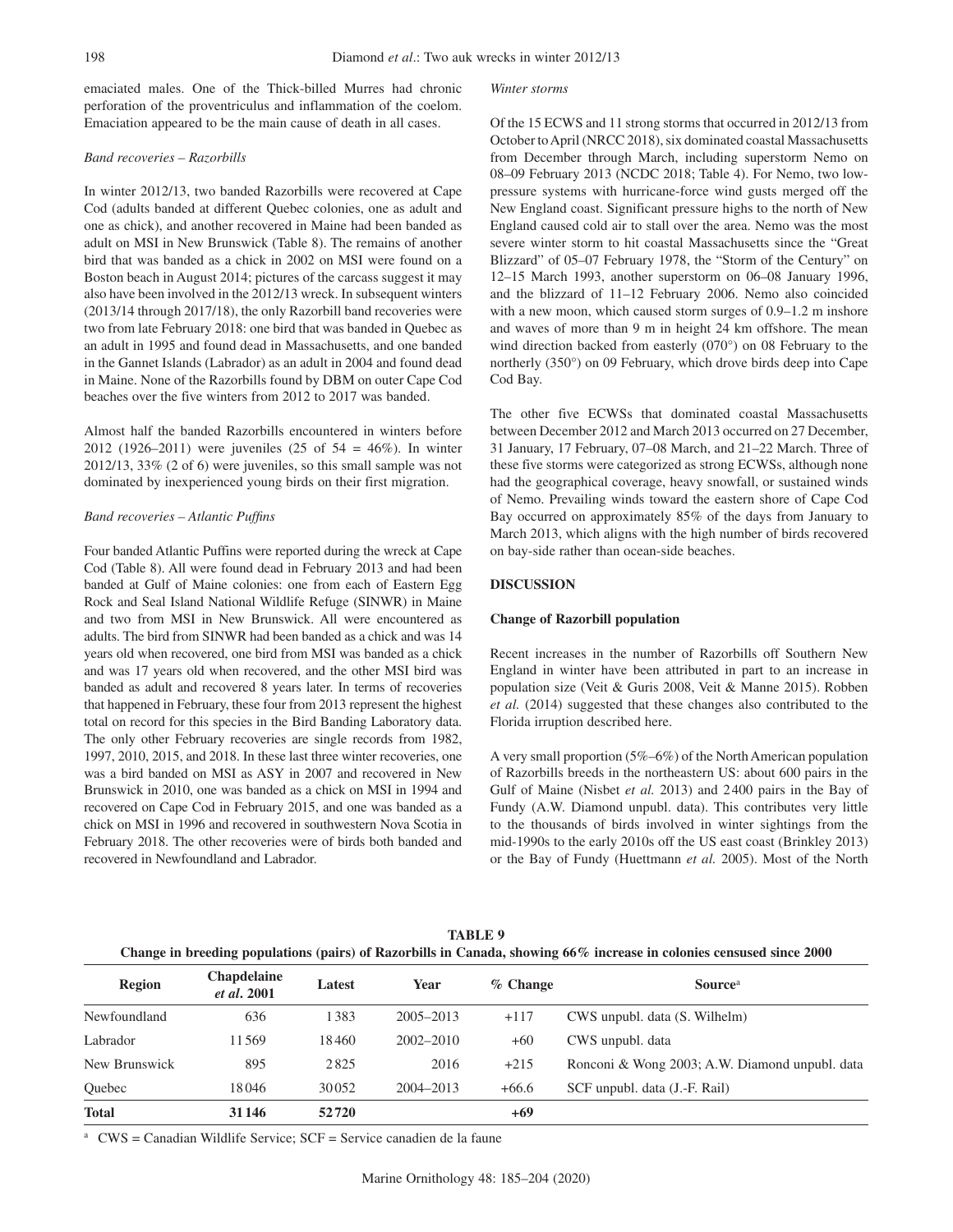emaciated males. One of the Thick-billed Murres had chronic perforation of the proventriculus and inflammation of the coelom. Emaciation appeared to be the main cause of death in all cases.

### *Band recoveries – Razorbills*

In winter 2012/13, two banded Razorbills were recovered at Cape Cod (adults banded at different Quebec colonies, one as adult and one as chick), and another recovered in Maine had been banded as adult on MSI in New Brunswick (Table 8). The remains of another bird that was banded as a chick in 2002 on MSI were found on a Boston beach in August 2014; pictures of the carcass suggest it may also have been involved in the 2012/13 wreck. In subsequent winters (2013/14 through 2017/18), the only Razorbill band recoveries were two from late February 2018: one bird that was banded in Quebec as an adult in 1995 and found dead in Massachusetts, and one banded in the Gannet Islands (Labrador) as an adult in 2004 and found dead in Maine. None of the Razorbills found by DBM on outer Cape Cod beaches over the five winters from 2012 to 2017 was banded.

Almost half the banded Razorbills encountered in winters before 2012 (1926–2011) were juveniles (25 of 54 = 46%). In winter 2012/13, 33% (2 of 6) were juveniles, so this small sample was not dominated by inexperienced young birds on their first migration.

### *Band recoveries – Atlantic Puffins*

Four banded Atlantic Puffins were reported during the wreck at Cape Cod (Table 8). All were found dead in February 2013 and had been banded at Gulf of Maine colonies: one from each of Eastern Egg Rock and Seal Island National Wildlife Refuge (SINWR) in Maine and two from MSI in New Brunswick. All were encountered as adults. The bird from SINWR had been banded as a chick and was 14 years old when recovered, one bird from MSI was banded as a chick and was 17 years old when recovered, and the other MSI bird was banded as adult and recovered 8 years later. In terms of recoveries that happened in February, these four from 2013 represent the highest total on record for this species in the Bird Banding Laboratory data. The only other February recoveries are single records from 1982, 1997, 2010, 2015, and 2018. In these last three winter recoveries, one was a bird banded on MSI as ASY in 2007 and recovered in New Brunswick in 2010, one was banded as a chick on MSI in 1994 and recovered on Cape Cod in February 2015, and one was banded as a chick on MSI in 1996 and recovered in southwestern Nova Scotia in February 2018. The other recoveries were of birds both banded and recovered in Newfoundland and Labrador.

### *Winter storms*

Of the 15 ECWS and 11 strong storms that occurred in 2012/13 from October to April (NRCC 2018), six dominated coastal Massachusetts from December through March, including superstorm Nemo on 08–09 February 2013 (NCDC 2018; Table 4). For Nemo, two low-pressure systems with hurricane-force wind gusts merged off the New England coast. Significant pressure highs to the north of New England caused cold air to stall over the area. Nemo was the most severe winter storm to hit coastal Massachusetts since the "Great Blizzard" of 05–07 February 1978, the "Storm of the Century" on 12–15 March 1993, another superstorm on 06–08 January 1996, and the blizzard of 11–12 February 2006. Nemo also coincided with a new moon, which caused storm surges of 0.9–1.2 m inshore and waves of more than 9 m in height 24 km offshore. The mean wind direction backed from easterly (070°) on 08 February to the northerly (350°) on 09 February, which drove birds deep into Cape Cod Bay.

The other five ECWSs that dominated coastal Massachusetts between December 2012 and March 2013 occurred on 27 December, 31 January, 17 February, 07–08 March, and 21–22 March. Three of these five storms were categorized as strong ECWSs, although none had the geographical coverage, heavy snowfall, or sustained winds of Nemo. Prevailing winds toward the eastern shore of Cape Cod Bay occurred on approximately 85% of the days from January to March 2013, which aligns with the high number of birds recovered on bay-side rather than ocean-side beaches.

## DISCUSSION

### Change of Razorbill population

Recent increases in the number of Razorbills off Southern New England in winter have been attributed in part to an increase in population size (Veit & Guris 2008, Veit & Manne 2015). Robben *et al.* (2014) suggested that these changes also contributed to the Florida irruption described here.

A very small proportion (5%–6%) of the North American population of Razorbills breeds in the northeastern US: about 600 pairs in the Gulf of Maine (Nisbet *et al.* 2013) and 2400 pairs in the Bay of Fundy (A.W. Diamond unpubl. data). This contributes very little to the thousands of birds involved in winter sightings from the mid-1990s to the early 2010s off the US east coast (Brinkley 2013) or the Bay of Fundy (Huettmann *et al.* 2005). Most of the North

**TABLE 9**
**Change in breeding populations (pairs) of Razorbills in Canada, showing 66% increase in colonies censused since 2000**

| Region | Chapdelaine *et al.* 2001 | Latest | Year | % Change | Source[a] |
|---|---|---|---|---|---|
| Newfoundland | 636 | 1383 | 2005–2013 | +117 | CWS unpubl. data (S. Wilhelm) |
| Labrador | 11569 | 18460 | 2002–2010 | +60 | CWS unpubl. data |
| New Brunswick | 895 | 2825 | 2016 | +215 | Ronconi & Wong 2003; A.W. Diamond unpubl. data |
| Quebec | 18046 | 30052 | 2004–2013 | +66.6 | SCF unpubl. data (J.-F. Rail) |
| **Total** | **31146** | **52720** | | **+69** | |

[a] CWS = Canadian Wildlife Service; SCF = Service canadien de la faune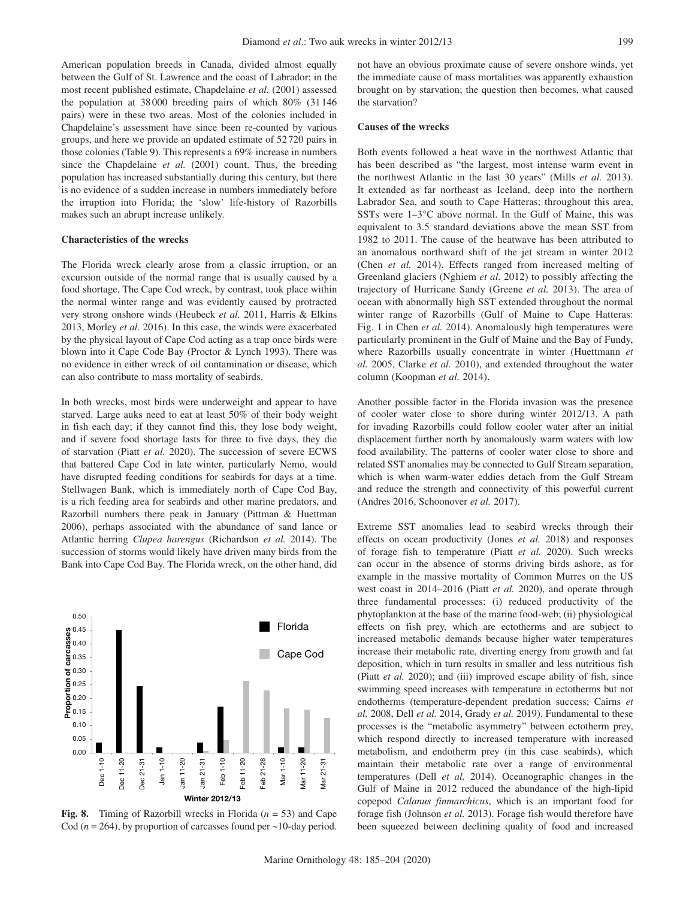American population breeds in Canada, divided almost equally between the Gulf of St. Lawrence and the coast of Labrador; in the most recent published estimate, Chapdelaine *et al.* (2001) assessed the population at 38 000 breeding pairs of which 80% (31 146 pairs) were in these two areas. Most of the colonies included in Chapdelaine's assessment have since been re-counted by various groups, and here we provide an updated estimate of 52 720 pairs in those colonies (Table 9). This represents a 69% increase in numbers since the Chapdelaine *et al.* (2001) count. Thus, the breeding population has increased substantially during this century, but there is no evidence of a sudden increase in numbers immediately before the irruption into Florida; the 'slow' life-history of Razorbills makes such an abrupt increase unlikely.

**Characteristics of the wrecks**

The Florida wreck clearly arose from a classic irruption, or an excursion outside of the normal range that is usually caused by a food shortage. The Cape Cod wreck, by contrast, took place within the normal winter range and was evidently caused by protracted very strong onshore winds (Heubeck *et al.* 2011, Harris & Elkins 2013, Morley *et al.* 2016). In this case, the winds were exacerbated by the physical layout of Cape Cod acting as a trap once birds were blown into it Cape Code Bay (Proctor & Lynch 1993). There was no evidence in either wreck of oil contamination or disease, which can also contribute to mass mortality of seabirds.

In both wrecks, most birds were underweight and appear to have starved. Large auks need to eat at least 50% of their body weight in fish each day; if they cannot find this, they lose body weight, and if severe food shortage lasts for three to five days, they die of starvation (Piatt *et al.* 2020). The succession of severe ECWS that battered Cape Cod in late winter, particularly Nemo, would have disrupted feeding conditions for seabirds for days at a time. Stellwagen Bank, which is immediately north of Cape Cod Bay, is a rich feeding area for seabirds and other marine predators, and Razorbill numbers there peak in January (Pittman & Huettman 2006), perhaps associated with the abundance of sand lance or Atlantic herring *Clupea harengus* (Richardson *et al.* 2014). The succession of storms would likely have driven many birds from the Bank into Cape Cod Bay. The Florida wreck, on the other hand, did not have an obvious proximate cause of severe onshore winds, yet the immediate cause of mass mortalities was apparently exhaustion brought on by starvation; the question then becomes, what caused the starvation?

**Fig. 8.** Timing of Razorbill wrecks in Florida ($n$ = 53) and Cape Cod ($n$ = 264), by proportion of carcasses found per ~10-day period.

**Causes of the wrecks**

Both events followed a heat wave in the northwest Atlantic that has been described as "the largest, most intense warm event in the northwest Atlantic in the last 30 years" (Mills *et al.* 2013). It extended as far northeast as Iceland, deep into the northern Labrador Sea, and south to Cape Hatteras; throughout this area, SSTs were 1–3°C above normal. In the Gulf of Maine, this was equivalent to 3.5 standard deviations above the mean SST from 1982 to 2011. The cause of the heatwave has been attributed to an anomalous northward shift of the jet stream in winter 2012 (Chen *et al.* 2014). Effects ranged from increased melting of Greenland glaciers (Nghiem *et al.* 2012) to possibly affecting the trajectory of Hurricane Sandy (Greene *et al.* 2013). The area of ocean with abnormally high SST extended throughout the normal winter range of Razorbills (Gulf of Maine to Cape Hatteras: Fig. 1 in Chen *et al.* 2014). Anomalously high temperatures were particularly prominent in the Gulf of Maine and the Bay of Fundy, where Razorbills usually concentrate in winter (Huettmann *et al.* 2005, Clarke *et al.* 2010), and extended throughout the water column (Koopman *et al.* 2014).

Another possible factor in the Florida invasion was the presence of cooler water close to shore during winter 2012/13. A path for invading Razorbills could follow cooler water after an initial displacement further north by anomalously warm waters with low food availability. The patterns of cooler water close to shore and related SST anomalies may be connected to Gulf Stream separation, which is when warm-water eddies detach from the Gulf Stream and reduce the strength and connectivity of this powerful current (Andres 2016, Schoonover *et al.* 2017).

Extreme SST anomalies lead to seabird wrecks through their effects on ocean productivity (Jones *et al.* 2018) and responses of forage fish to temperature (Piatt *et al.* 2020). Such wrecks can occur in the absence of storms driving birds ashore, as for example in the massive mortality of Common Murres on the US west coast in 2014–2016 (Piatt *et al.* 2020), and operate through three fundamental processes: (i) reduced productivity of the phytoplankton at the base of the marine food-web; (ii) physiological effects on fish prey, which are ectotherms and are subject to increased metabolic demands because higher water temperatures increase their metabolic rate, diverting energy from growth and fat deposition, which in turn results in smaller and less nutritious fish (Piatt *et al.* 2020); and (iii) improved escape ability of fish, since swimming speed increases with temperature in ectotherms but not endotherms (temperature-dependent predation success; Cairns *et al.* 2008, Dell *et al.* 2014, Grady *et al.* 2019). Fundamental to these processes is the "metabolic asymmetry" between ectotherm prey, which respond directly to increased temperature with increased metabolism, and endotherm prey (in this case seabirds), which maintain their metabolic rate over a range of environmental temperatures (Dell *et al.* 2014). Oceanographic changes in the Gulf of Maine in 2012 reduced the abundance of the high-lipid copepod *Calanus finmarchicus*, which is an important food for forage fish (Johnson *et al.* 2013). Forage fish would therefore have been squeezed between declining quality of food and increased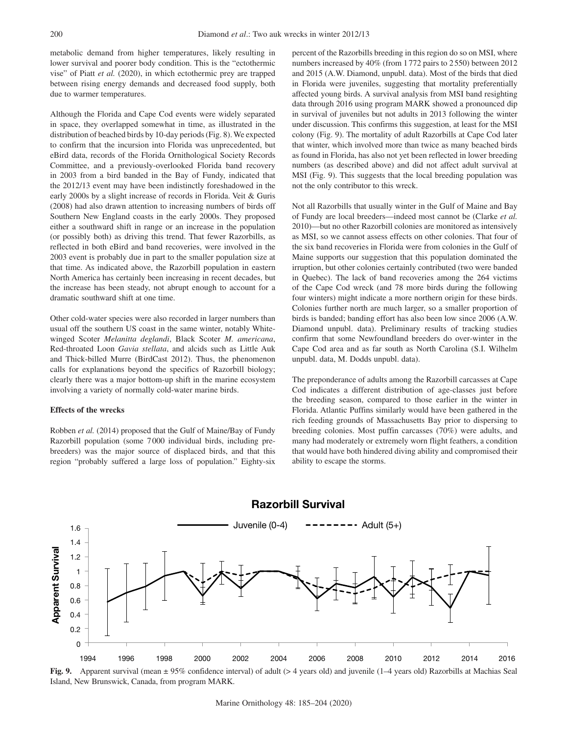metabolic demand from higher temperatures, likely resulting in lower survival and poorer body condition. This is the "ectothermic vise" of Piatt *et al.* (2020), in which ectothermic prey are trapped between rising energy demands and decreased food supply, both due to warmer temperatures.

Although the Florida and Cape Cod events were widely separated in space, they overlapped somewhat in time, as illustrated in the distribution of beached birds by 10-day periods (Fig. 8). We expected to confirm that the incursion into Florida was unprecedented, but eBird data, records of the Florida Ornithological Society Records Committee, and a previously-overlooked Florida band recovery in 2003 from a bird banded in the Bay of Fundy, indicated that the 2012/13 event may have been indistinctly foreshadowed in the early 2000s by a slight increase of records in Florida. Veit & Guris (2008) had also drawn attention to increasing numbers of birds off Southern New England coasts in the early 2000s. They proposed either a southward shift in range or an increase in the population (or possibly both) as driving this trend. That fewer Razorbills, as reflected in both eBird and band recoveries, were involved in the 2003 event is probably due in part to the smaller population size at that time. As indicated above, the Razorbill population in eastern North America has certainly been increasing in recent decades, but the increase has been steady, not abrupt enough to account for a dramatic southward shift at one time.

Other cold-water species were also recorded in larger numbers than usual off the southern US coast in the same winter, notably White-winged Scoter *Melanitta deglandi*, Black Scoter *M. americana*, Red-throated Loon *Gavia stellata*, and alcids such as Little Auk and Thick-billed Murre (BirdCast 2012). Thus, the phenomenon calls for explanations beyond the specifics of Razorbill biology; clearly there was a major bottom-up shift in the marine ecosystem involving a variety of normally cold-water marine birds.

### Effects of the wrecks

Robben *et al.* (2014) proposed that the Gulf of Maine/Bay of Fundy Razorbill population (some 7000 individual birds, including pre-breeders) was the major source of displaced birds, and that this region "probably suffered a large loss of population." Eighty-six percent of the Razorbills breeding in this region do so on MSI, where numbers increased by 40% (from 1772 pairs to 2550) between 2012 and 2015 (A.W. Diamond, unpubl. data). Most of the birds that died in Florida were juveniles, suggesting that mortality preferentially affected young birds. A survival analysis from MSI band resighting data through 2016 using program MARK showed a pronounced dip in survival of juveniles but not adults in 2013 following the winter under discussion. This confirms this suggestion, at least for the MSI colony (Fig. 9). The mortality of adult Razorbills at Cape Cod later that winter, which involved more than twice as many beached birds as found in Florida, has also not yet been reflected in lower breeding numbers (as described above) and did not affect adult survival at MSI (Fig. 9). This suggests that the local breeding population was not the only contributor to this wreck.

Not all Razorbills that usually winter in the Gulf of Maine and Bay of Fundy are local breeders—indeed most cannot be (Clarke *et al.* 2010)—but no other Razorbill colonies are monitored as intensively as MSI, so we cannot assess effects on other colonies. That four of the six band recoveries in Florida were from colonies in the Gulf of Maine supports our suggestion that this population dominated the irruption, but other colonies certainly contributed (two were banded in Quebec). The lack of band recoveries among the 264 victims of the Cape Cod wreck (and 78 more birds during the following four winters) might indicate a more northern origin for these birds. Colonies further north are much larger, so a smaller proportion of birds is banded; banding effort has also been low since 2006 (A.W. Diamond unpubl. data). Preliminary results of tracking studies confirm that some Newfoundland breeders do over-winter in the Cape Cod area and as far south as North Carolina (S.I. Wilhelm unpubl. data, M. Dodds unpubl. data).

The preponderance of adults among the Razorbill carcasses at Cape Cod indicates a different distribution of age-classes just before the breeding season, compared to those earlier in the winter in Florida. Atlantic Puffins similarly would have been gathered in the rich feeding grounds of Massachusetts Bay prior to dispersing to breeding colonies. Most puffin carcasses (70%) were adults, and many had moderately or extremely worn flight feathers, a condition that would have both hindered diving ability and compromised their ability to escape the storms.

**Fig. 9.** Apparent survival (mean ± 95% confidence interval) of adult (> 4 years old) and juvenile (1–4 years old) Razorbills at Machias Seal Island, New Brunswick, Canada, from program MARK.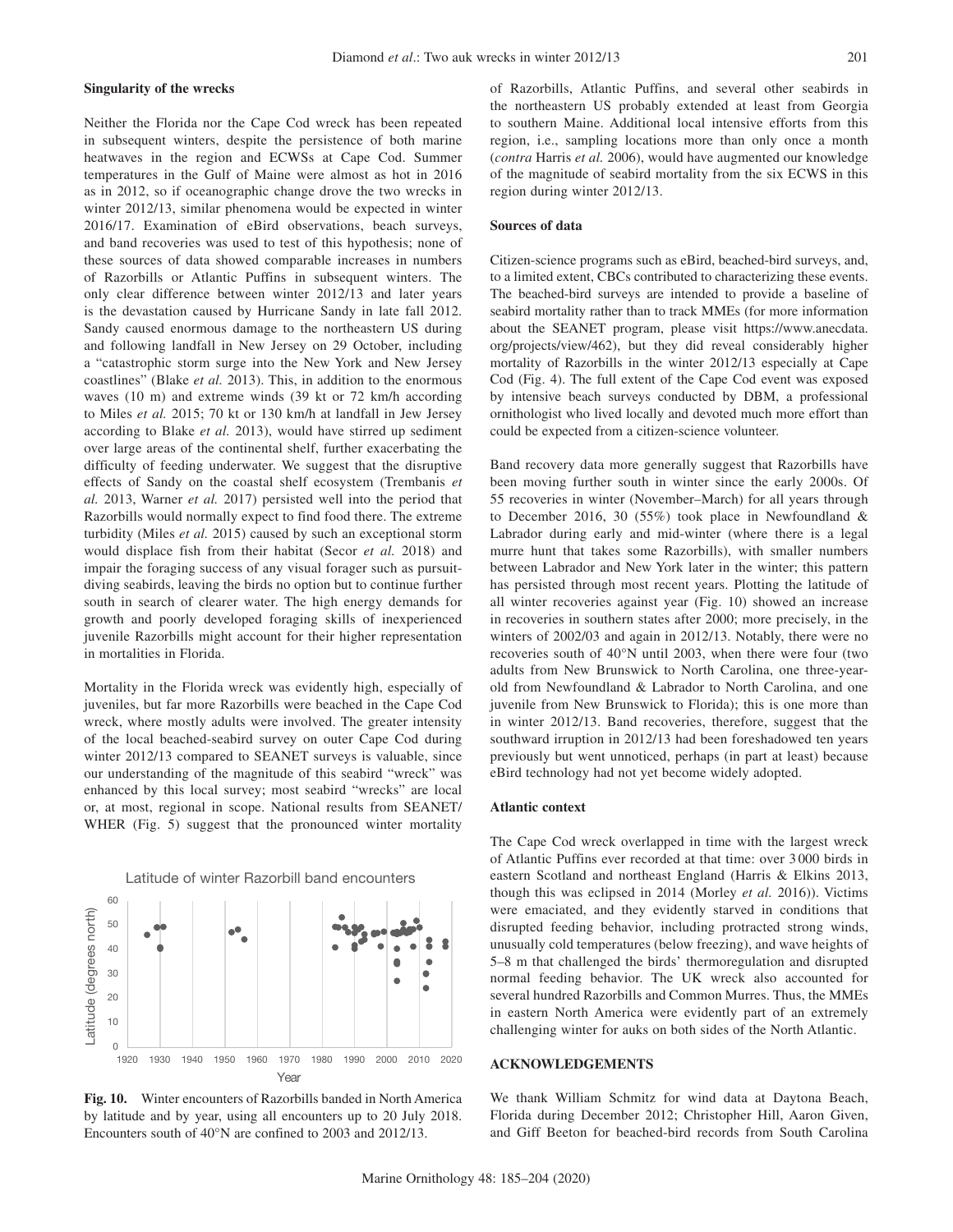### Singularity of the wrecks

Neither the Florida nor the Cape Cod wreck has been repeated in subsequent winters, despite the persistence of both marine heatwaves in the region and ECWSs at Cape Cod. Summer temperatures in the Gulf of Maine were almost as hot in 2016 as in 2012, so if oceanographic change drove the two wrecks in winter 2012/13, similar phenomena would be expected in winter 2016/17. Examination of eBird observations, beach surveys, and band recoveries was used to test of this hypothesis; none of these sources of data showed comparable increases in numbers of Razorbills or Atlantic Puffins in subsequent winters. The only clear difference between winter 2012/13 and later years is the devastation caused by Hurricane Sandy in late fall 2012. Sandy caused enormous damage to the northeastern US during and following landfall in New Jersey on 29 October, including a "catastrophic storm surge into the New York and New Jersey coastlines" (Blake *et al.* 2013). This, in addition to the enormous waves (10 m) and extreme winds (39 kt or 72 km/h according to Miles *et al.* 2015; 70 kt or 130 km/h at landfall in Jew Jersey according to Blake *et al.* 2013), would have stirred up sediment over large areas of the continental shelf, further exacerbating the difficulty of feeding underwater. We suggest that the disruptive effects of Sandy on the coastal shelf ecosystem (Trembanis *et al.* 2013, Warner *et al.* 2017) persisted well into the period that Razorbills would normally expect to find food there. The extreme turbidity (Miles *et al.* 2015) caused by such an exceptional storm would displace fish from their habitat (Secor *et al.* 2018) and impair the foraging success of any visual forager such as pursuit-diving seabirds, leaving the birds no option but to continue further south in search of clearer water. The high energy demands for growth and poorly developed foraging skills of inexperienced juvenile Razorbills might account for their higher representation in mortalities in Florida.

Mortality in the Florida wreck was evidently high, especially of juveniles, but far more Razorbills were beached in the Cape Cod wreck, where mostly adults were involved. The greater intensity of the local beached-seabird survey on outer Cape Cod during winter 2012/13 compared to SEANET surveys is valuable, since our understanding of the magnitude of this seabird "wreck" was enhanced by this local survey; most seabird "wrecks" are local or, at most, regional in scope. National results from SEANET/WHER (Fig. 5) suggest that the pronounced winter mortality of Razorbills, Atlantic Puffins, and several other seabirds in the northeastern US probably extended at least from Georgia to southern Maine. Additional local intensive efforts from this region, i.e., sampling locations more than only once a month (*contra* Harris *et al.* 2006), would have augmented our knowledge of the magnitude of seabird mortality from the six ECWS in this region during winter 2012/13.

**Fig. 10.** Winter encounters of Razorbills banded in North America by latitude and by year, using all encounters up to 20 July 2018. Encounters south of 40°N are confined to 2003 and 2012/13.

### Sources of data

Citizen-science programs such as eBird, beached-bird surveys, and, to a limited extent, CBCs contributed to characterizing these events. The beached-bird surveys are intended to provide a baseline of seabird mortality rather than to track MMEs (for more information about the SEANET program, please visit https://www.anecdata.org/projects/view/462), but they did reveal considerably higher mortality of Razorbills in the winter 2012/13 especially at Cape Cod (Fig. 4). The full extent of the Cape Cod event was exposed by intensive beach surveys conducted by DBM, a professional ornithologist who lived locally and devoted much more effort than could be expected from a citizen-science volunteer.

Band recovery data more generally suggest that Razorbills have been moving further south in winter since the early 2000s. Of 55 recoveries in winter (November–March) for all years through to December 2016, 30 (55%) took place in Newfoundland & Labrador during early and mid-winter (where there is a legal murre hunt that takes some Razorbills), with smaller numbers between Labrador and New York later in the winter; this pattern has persisted through most recent years. Plotting the latitude of all winter recoveries against year (Fig. 10) showed an increase in recoveries in southern states after 2000; more precisely, in the winters of 2002/03 and again in 2012/13. Notably, there were no recoveries south of 40°N until 2003, when there were four (two adults from New Brunswick to North Carolina, one three-year-old from Newfoundland & Labrador to North Carolina, and one juvenile from New Brunswick to Florida); this is one more than in winter 2012/13. Band recoveries, therefore, suggest that the southward irruption in 2012/13 had been foreshadowed ten years previously but went unnoticed, perhaps (in part at least) because eBird technology had not yet become widely adopted.

### Atlantic context

The Cape Cod wreck overlapped in time with the largest wreck of Atlantic Puffins ever recorded at that time: over 3000 birds in eastern Scotland and northeast England (Harris & Elkins 2013, though this was eclipsed in 2014 (Morley *et al.* 2016)). Victims were emaciated, and they evidently starved in conditions that disrupted feeding behavior, including protracted strong winds, unusually cold temperatures (below freezing), and wave heights of 5–8 m that challenged the birds' thermoregulation and disrupted normal feeding behavior. The UK wreck also accounted for several hundred Razorbills and Common Murres. Thus, the MMEs in eastern North America were evidently part of an extremely challenging winter for auks on both sides of the North Atlantic.

### ACKNOWLEDGEMENTS

We thank William Schmitz for wind data at Daytona Beach, Florida during December 2012; Christopher Hill, Aaron Given, and Giff Beeton for beached-bird records from South Carolina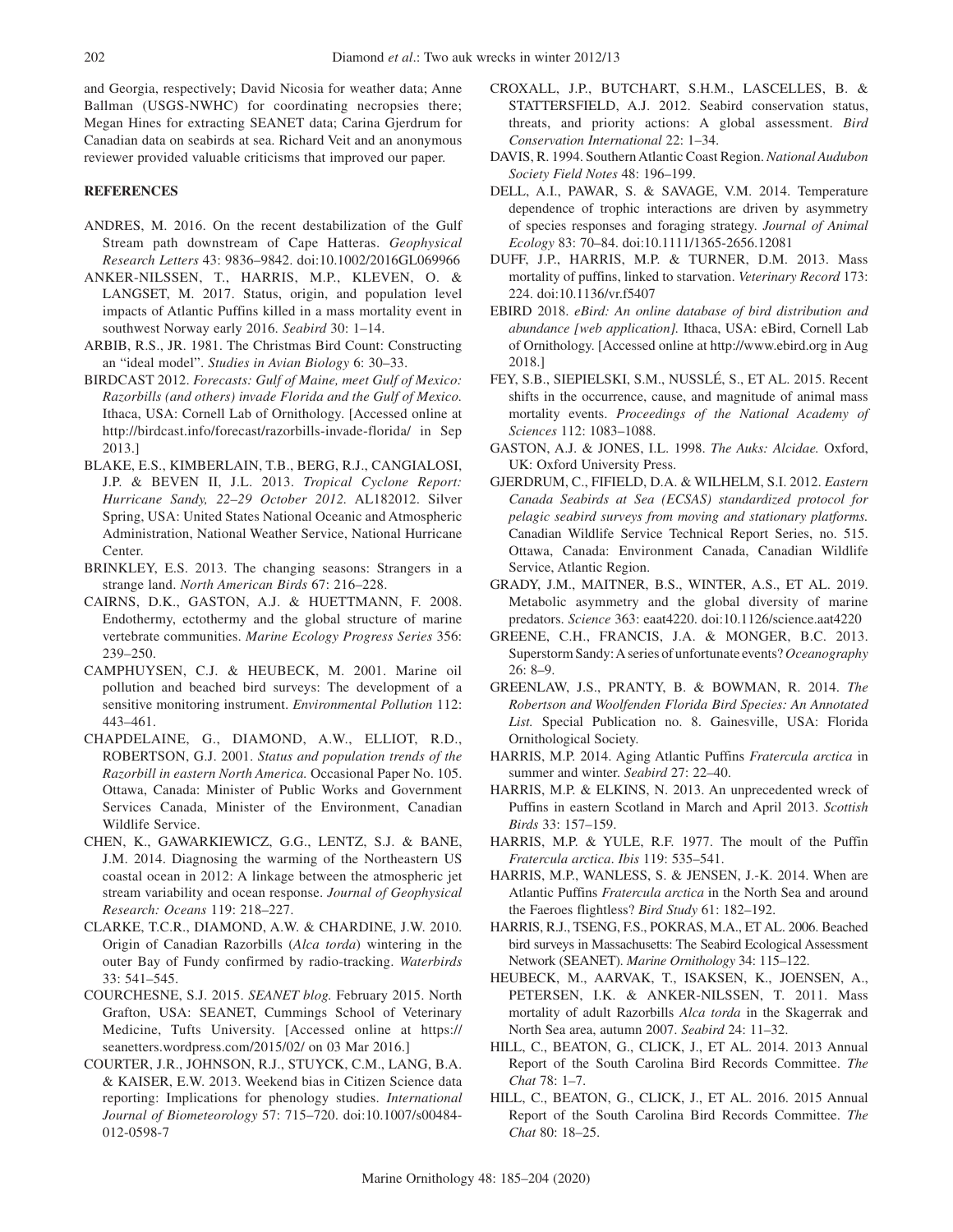and Georgia, respectively; David Nicosia for weather data; Anne Ballman (USGS-NWHC) for coordinating necropsies there; Megan Hines for extracting SEANET data; Carina Gjerdrum for Canadian data on seabirds at sea. Richard Veit and an anonymous reviewer provided valuable criticisms that improved our paper.

## REFERENCES

ANDRES, M. 2016. On the recent destabilization of the Gulf Stream path downstream of Cape Hatteras. *Geophysical Research Letters* 43: 9836–9842. doi:10.1002/2016GL069966

ANKER-NILSSEN, T., HARRIS, M.P., KLEVEN, O. & LANGSET, M. 2017. Status, origin, and population level impacts of Atlantic Puffins killed in a mass mortality event in southwest Norway early 2016. *Seabird* 30: 1–14.

ARBIB, R.S., JR. 1981. The Christmas Bird Count: Constructing an "ideal model". *Studies in Avian Biology* 6: 30–33.

BIRDCAST 2012. *Forecasts: Gulf of Maine, meet Gulf of Mexico: Razorbills (and others) invade Florida and the Gulf of Mexico.* Ithaca, USA: Cornell Lab of Ornithology. [Accessed online at http://birdcast.info/forecast/razorbills-invade-florida/ in Sep 2013.]

BLAKE, E.S., KIMBERLAIN, T.B., BERG, R.J., CANGIALOSI, J.P. & BEVEN II, J.L. 2013. *Tropical Cyclone Report: Hurricane Sandy, 22–29 October 2012.* AL182012. Silver Spring, USA: United States National Oceanic and Atmospheric Administration, National Weather Service, National Hurricane Center.

BRINKLEY, E.S. 2013. The changing seasons: Strangers in a strange land. *North American Birds* 67: 216–228.

CAIRNS, D.K., GASTON, A.J. & HUETTMANN, F. 2008. Endothermy, ectothermy and the global structure of marine vertebrate communities. *Marine Ecology Progress Series* 356: 239–250.

CAMPHUYSEN, C.J. & HEUBECK, M. 2001. Marine oil pollution and beached bird surveys: The development of a sensitive monitoring instrument. *Environmental Pollution* 112: 443–461.

CHAPDELAINE, G., DIAMOND, A.W., ELLIOT, R.D., ROBERTSON, G.J. 2001. *Status and population trends of the Razorbill in eastern North America.* Occasional Paper No. 105. Ottawa, Canada: Minister of Public Works and Government Services Canada, Minister of the Environment, Canadian Wildlife Service.

CHEN, K., GAWARKIEWICZ, G.G., LENTZ, S.J. & BANE, J.M. 2014. Diagnosing the warming of the Northeastern US coastal ocean in 2012: A linkage between the atmospheric jet stream variability and ocean response. *Journal of Geophysical Research: Oceans* 119: 218–227.

CLARKE, T.C.R., DIAMOND, A.W. & CHARDINE, J.W. 2010. Origin of Canadian Razorbills (*Alca torda*) wintering in the outer Bay of Fundy confirmed by radio-tracking. *Waterbirds* 33: 541–545.

COURCHESNE, S.J. 2015. *SEANET blog.* February 2015. North Grafton, USA: SEANET, Cummings School of Veterinary Medicine, Tufts University. [Accessed online at https://seanetters.wordpress.com/2015/02/ on 03 Mar 2016.]

COURTER, J.R., JOHNSON, R.J., STUYCK, C.M., LANG, B.A. & KAISER, E.W. 2013. Weekend bias in Citizen Science data reporting: Implications for phenology studies. *International Journal of Biometeorology* 57: 715–720. doi:10.1007/s00484-012-0598-7

CROXALL, J.P., BUTCHART, S.H.M., LASCELLES, B. & STATTERSFIELD, A.J. 2012. Seabird conservation status, threats, and priority actions: A global assessment. *Bird Conservation International* 22: 1–34.

DAVIS, R. 1994. Southern Atlantic Coast Region. *National Audubon Society Field Notes* 48: 196–199.

DELL, A.I., PAWAR, S. & SAVAGE, V.M. 2014. Temperature dependence of trophic interactions are driven by asymmetry of species responses and foraging strategy. *Journal of Animal Ecology* 83: 70–84. doi:10.1111/1365-2656.12081

DUFF, J.P., HARRIS, M.P. & TURNER, D.M. 2013. Mass mortality of puffins, linked to starvation. *Veterinary Record* 173: 224. doi:10.1136/vr.f5407

EBIRD 2018. *eBird: An online database of bird distribution and abundance [web application].* Ithaca, USA: eBird, Cornell Lab of Ornithology. [Accessed online at http://www.ebird.org in Aug 2018.]

FEY, S.B., SIEPIELSKI, S.M., NUSSLÉ, S., ET AL. 2015. Recent shifts in the occurrence, cause, and magnitude of animal mass mortality events. *Proceedings of the National Academy of Sciences* 112: 1083–1088.

GASTON, A.J. & JONES, I.L. 1998. *The Auks: Alcidae.* Oxford, UK: Oxford University Press.

GJERDRUM, C., FIFIELD, D.A. & WILHELM, S.I. 2012. *Eastern Canada Seabirds at Sea (ECSAS) standardized protocol for pelagic seabird surveys from moving and stationary platforms.* Canadian Wildlife Service Technical Report Series, no. 515. Ottawa, Canada: Environment Canada, Canadian Wildlife Service, Atlantic Region.

GRADY, J.M., MAITNER, B.S., WINTER, A.S., ET AL. 2019. Metabolic asymmetry and the global diversity of marine predators. *Science* 363: eaat4220. doi:10.1126/science.aat4220

GREENE, C.H., FRANCIS, J.A. & MONGER, B.C. 2013. Superstorm Sandy: A series of unfortunate events? *Oceanography* 26: 8–9.

GREENLAW, J.S., PRANTY, B. & BOWMAN, R. 2014. *The Robertson and Woolfenden Florida Bird Species: An Annotated List.* Special Publication no. 8. Gainesville, USA: Florida Ornithological Society.

HARRIS, M.P. 2014. Aging Atlantic Puffins *Fratercula arctica* in summer and winter. *Seabird* 27: 22–40.

HARRIS, M.P. & ELKINS, N. 2013. An unprecedented wreck of Puffins in eastern Scotland in March and April 2013. *Scottish Birds* 33: 157–159.

HARRIS, M.P. & YULE, R.F. 1977. The moult of the Puffin *Fratercula arctica*. *Ibis* 119: 535–541.

HARRIS, M.P., WANLESS, S. & JENSEN, J.-K. 2014. When are Atlantic Puffins *Fratercula arctica* in the North Sea and around the Faeroes flightless? *Bird Study* 61: 182–192.

HARRIS, R.J., TSENG, F.S., POKRAS, M.A., ET AL. 2006. Beached bird surveys in Massachusetts: The Seabird Ecological Assessment Network (SEANET). *Marine Ornithology* 34: 115–122.

HEUBECK, M., AARVAK, T., ISAKSEN, K., JOENSEN, A., PETERSEN, I.K. & ANKER-NILSSEN, T. 2011. Mass mortality of adult Razorbills *Alca torda* in the Skagerrak and North Sea area, autumn 2007. *Seabird* 24: 11–32.

HILL, C., BEATON, G., CLICK, J., ET AL. 2014. 2013 Annual Report of the South Carolina Bird Records Committee. *The Chat* 78: 1–7.

HILL, C., BEATON, G., CLICK, J., ET AL. 2016. 2015 Annual Report of the South Carolina Bird Records Committee. *The Chat* 80: 18–25.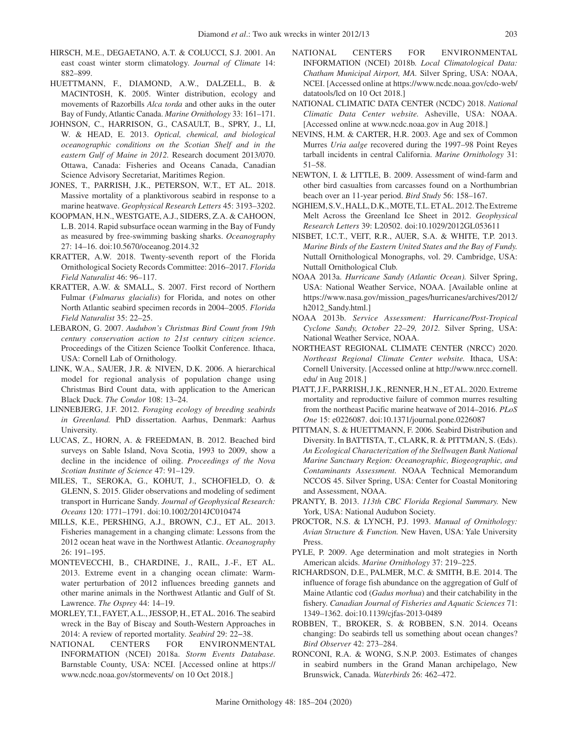HIRSCH, M.E., DEGAETANO, A.T. & COLUCCI, S.J. 2001. An east coast winter storm climatology. *Journal of Climate* 14: 882–899.

HUETTMANN, F., DIAMOND, A.W., DALZELL, B. & MACINTOSH, K. 2005. Winter distribution, ecology and movements of Razorbills *Alca torda* and other auks in the outer Bay of Fundy, Atlantic Canada. *Marine Ornithology* 33: 161–171.

JOHNSON, C., HARRISON, G., CASAULT, B., SPRY, J., LI, W. & HEAD, E. 2013. *Optical, chemical, and biological oceanographic conditions on the Scotian Shelf and in the eastern Gulf of Maine in 2012.* Research document 2013/070. Ottawa, Canada: Fisheries and Oceans Canada, Canadian Science Advisory Secretariat, Maritimes Region.

JONES, T., PARRISH, J.K., PETERSON, W.T., ET AL. 2018. Massive mortality of a planktivorous seabird in response to a marine heatwave. *Geophysical Research Letters* 45: 3193–3202.

KOOPMAN, H.N., WESTGATE, A.J., SIDERS, Z.A. & CAHOON, L.B. 2014. Rapid subsurface ocean warming in the Bay of Fundy as measured by free-swimming basking sharks. *Oceanography* 27: 14–16. doi:10.5670/oceanog.2014.32

KRATTER, A.W. 2018. Twenty-seventh report of the Florida Ornithological Society Records Committee: 2016–2017. *Florida Field Naturalist* 46: 96–117.

KRATTER, A.W. & SMALL, S. 2007. First record of Northern Fulmar (*Fulmarus glacialis*) for Florida, and notes on other North Atlantic seabird specimen records in 2004–2005. *Florida Field Naturalist* 35: 22–25.

LEBARON, G. 2007. *Audubon's Christmas Bird Count from 19th century conservation action to 21st century citizen science*. Proceedings of the Citizen Science Toolkit Conference. Ithaca, USA: Cornell Lab of Ornithology.

LINK, W.A., SAUER, J.R. & NIVEN, D.K. 2006. A hierarchical model for regional analysis of population change using Christmas Bird Count data, with application to the American Black Duck. *The Condor* 108: 13–24.

LINNEBJERG, J.F. 2012. *Foraging ecology of breeding seabirds in Greenland.* PhD dissertation. Aarhus, Denmark: Aarhus University.

LUCAS, Z., HORN, A. & FREEDMAN, B. 2012. Beached bird surveys on Sable Island, Nova Scotia, 1993 to 2009, show a decline in the incidence of oiling. *Proceedings of the Nova Scotian Institute of Science* 47: 91–129.

MILES, T., SEROKA, G., KOHUT, J., SCHOFIELD, O. & GLENN, S. 2015. Glider observations and modeling of sediment transport in Hurricane Sandy. *Journal of Geophysical Research: Oceans* 120: 1771–1791. doi:10.1002/2014JC010474

MILLS, K.E., PERSHING, A.J., BROWN, C.J., ET AL. 2013. Fisheries management in a changing climate: Lessons from the 2012 ocean heat wave in the Northwest Atlantic. *Oceanography* 26: 191–195.

MONTEVECCHI, B., CHARDINE, J., RAIL, J.-F., ET AL. 2013. Extreme event in a changing ocean climate: Warm-water perturbation of 2012 influences breeding gannets and other marine animals in the Northwest Atlantic and Gulf of St. Lawrence. *The Osprey* 44: 14–19.

MORLEY, T.I., FAYET, A.L., JESSOP, H., ET AL. 2016. The seabird wreck in the Bay of Biscay and South-Western Approaches in 2014: A review of reported mortality. *Seabird* 29: 22–38.

NATIONAL CENTERS FOR ENVIRONMENTAL INFORMATION (NCEI) 2018a. *Storm Events Database.* Barnstable County, USA: NCEI. [Accessed online at https://www.ncdc.noaa.gov/stormevents/ on 10 Oct 2018.]

NATIONAL CENTERS FOR ENVIRONMENTAL INFORMATION (NCEI) 2018b. *Local Climatological Data: Chatham Municipal Airport, MA.* Silver Spring, USA: NOAA, NCEI. [Accessed online at https://www.ncdc.noaa.gov/cdo-web/datatools/lcd on 10 Oct 2018.]

NATIONAL CLIMATIC DATA CENTER (NCDC) 2018. *National Climatic Data Center website.* Asheville, USA: NOAA. [Accessed online at www.ncdc.noaa.gov in Aug 2018.]

NEVINS, H.M. & CARTER, H.R. 2003. Age and sex of Common Murres *Uria aalge* recovered during the 1997–98 Point Reyes tarball incidents in central California. *Marine Ornithology* 31: 51–58.

NEWTON, I. & LITTLE, B. 2009. Assessment of wind-farm and other bird casualties from carcasses found on a Northumbrian beach over an 11-year period. *Bird Study* 56: 158–167.

NGHIEM, S.V., HALL, D.K., MOTE, T.L. ET AL. 2012. The Extreme Melt Across the Greenland Ice Sheet in 2012. *Geophysical Research Letters* 39: L20502. doi:10.1029/2012GL053611

NISBET, I.C.T., VEIT, R.R., AUER, S.A. & WHITE, T.P. 2013. *Marine Birds of the Eastern United States and the Bay of Fundy.* Nuttall Ornithological Monographs, vol. 29. Cambridge, USA: Nuttall Ornithological Club.

NOAA 2013a. *Hurricane Sandy (Atlantic Ocean).* Silver Spring, USA: National Weather Service, NOAA. [Available online at https://www.nasa.gov/mission_pages/hurricanes/archives/2012/h2012_Sandy.html.]

NOAA 2013b. *Service Assessment: Hurricane/Post-Tropical Cyclone Sandy, October 22–29, 2012.* Silver Spring, USA: National Weather Service, NOAA.

NORTHEAST REGIONAL CLIMATE CENTER (NRCC) 2020. *Northeast Regional Climate Center website.* Ithaca, USA: Cornell University. [Accessed online at http://www.nrcc.cornell.edu/ in Aug 2018.]

PIATT, J.F., PARRISH, J.K., RENNER, H.N., ET AL. 2020. Extreme mortality and reproductive failure of common murres resulting from the northeast Pacific marine heatwave of 2014–2016. *PLoS One* 15: e0226087. doi:10.1371/journal.pone.0226087

PITTMAN, S. & HUETTMANN, F. 2006. Seabird Distribution and Diversity. In BATTISTA, T., CLARK, R. & PITTMAN, S. (Eds). *An Ecological Characterization of the Stellwagen Bank National Marine Sanctuary Region: Oceanographic, Biogeographic, and Contaminants Assessment.* NOAA Technical Memorandum NCCOS 45. Silver Spring, USA: Center for Coastal Monitoring and Assessment, NOAA.

PRANTY, B. 2013. *113th CBC Florida Regional Summary.* New York, USA: National Audubon Society.

PROCTOR, N.S. & LYNCH, P.J. 1993. *Manual of Ornithology: Avian Structure & Function.* New Haven, USA: Yale University Press.

PYLE, P. 2009. Age determination and molt strategies in North American alcids. *Marine Ornithology* 37: 219–225.

RICHARDSON, D.E., PALMER, M.C. & SMITH, B.E. 2014. The influence of forage fish abundance on the aggregation of Gulf of Maine Atlantic cod (*Gadus morhua*) and their catchability in the fishery. *Canadian Journal of Fisheries and Aquatic Sciences* 71: 1349–1362. doi:10.1139/cjfas-2013-0489

ROBBEN, T., BROKER, S. & ROBBEN, S.N. 2014. Oceans changing: Do seabirds tell us something about ocean changes? *Bird Observer* 42: 273–284.

RONCONI, R.A. & WONG, S.N.P. 2003. Estimates of changes in seabird numbers in the Grand Manan archipelago, New Brunswick, Canada. *Waterbirds* 26: 462–472.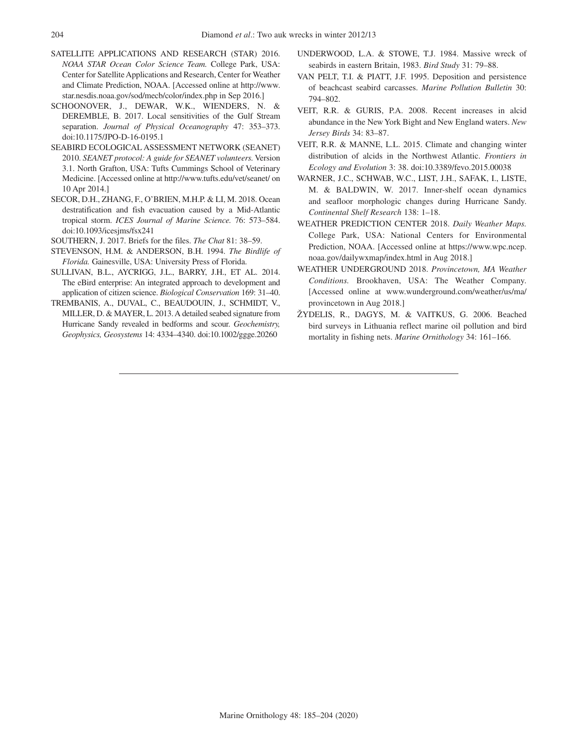SATELLITE APPLICATIONS AND RESEARCH (STAR) 2016. *NOAA STAR Ocean Color Science Team.* College Park, USA: Center for Satellite Applications and Research, Center for Weather and Climate Prediction, NOAA. [Accessed online at http://www.star.nesdis.noaa.gov/sod/mecb/color/index.php in Sep 2016.]

SCHOONOVER, J., DEWAR, W.K., WIENDERS, N. & DEREMBLE, B. 2017. Local sensitivities of the Gulf Stream separation. *Journal of Physical Oceanography* 47: 353–373. doi:10.1175/JPO-D-16-0195.1

SEABIRD ECOLOGICAL ASSESSMENT NETWORK (SEANET) 2010. *SEANET protocol: A guide for SEANET volunteers.* Version 3.1. North Grafton, USA: Tufts Cummings School of Veterinary Medicine. [Accessed online at http://www.tufts.edu/vet/seanet/ on 10 Apr 2014.]

SECOR, D.H., ZHANG, F., O'BRIEN, M.H.P. & LI, M. 2018. Ocean destratification and fish evacuation caused by a Mid-Atlantic tropical storm. *ICES Journal of Marine Science.* 76: 573–584. doi:10.1093/icesjms/fsx241

SOUTHERN, J. 2017. Briefs for the files. *The Chat* 81: 38–59.

STEVENSON, H.M. & ANDERSON, B.H. 1994. *The Birdlife of Florida.* Gainesville, USA: University Press of Florida.

SULLIVAN, B.L., AYCRIGG, J.L., BARRY, J.H., ET AL. 2014. The eBird enterprise: An integrated approach to development and application of citizen science. *Biological Conservation* 169: 31–40.

TREMBANIS, A., DUVAL, C., BEAUDOUIN, J., SCHMIDT, V., MILLER, D. & MAYER, L. 2013. A detailed seabed signature from Hurricane Sandy revealed in bedforms and scour. *Geochemistry, Geophysics, Geosystems* 14: 4334–4340. doi:10.1002/ggge.20260

UNDERWOOD, L.A. & STOWE, T.J. 1984. Massive wreck of seabirds in eastern Britain, 1983. *Bird Study* 31: 79–88.

VAN PELT, T.I. & PIATT, J.F. 1995. Deposition and persistence of beachcast seabird carcasses. *Marine Pollution Bulletin* 30: 794–802.

VEIT, R.R. & GURIS, P.A. 2008. Recent increases in alcid abundance in the New York Bight and New England waters. *New Jersey Birds* 34: 83–87.

VEIT, R.R. & MANNE, L.L. 2015. Climate and changing winter distribution of alcids in the Northwest Atlantic. *Frontiers in Ecology and Evolution* 3: 38. doi:10.3389/fevo.2015.00038

WARNER, J.C., SCHWAB, W.C., LIST, J.H., SAFAK, I., LISTE, M. & BALDWIN, W. 2017. Inner-shelf ocean dynamics and seafloor morphologic changes during Hurricane Sandy. *Continental Shelf Research* 138: 1–18.

WEATHER PREDICTION CENTER 2018. *Daily Weather Maps.* College Park, USA: National Centers for Environmental Prediction, NOAA. [Accessed online at https://www.wpc.ncep.noaa.gov/dailywxmap/index.html in Aug 2018.]

WEATHER UNDERGROUND 2018. *Provincetown, MA Weather Conditions.* Brookhaven, USA: The Weather Company. [Accessed online at www.wunderground.com/weather/us/ma/provincetown in Aug 2018.]

ŽYDELIS, R., DAGYS, M. & VAITKUS, G. 2006. Beached bird surveys in Lithuania reflect marine oil pollution and bird mortality in fishing nets. *Marine Ornithology* 34: 161–166.